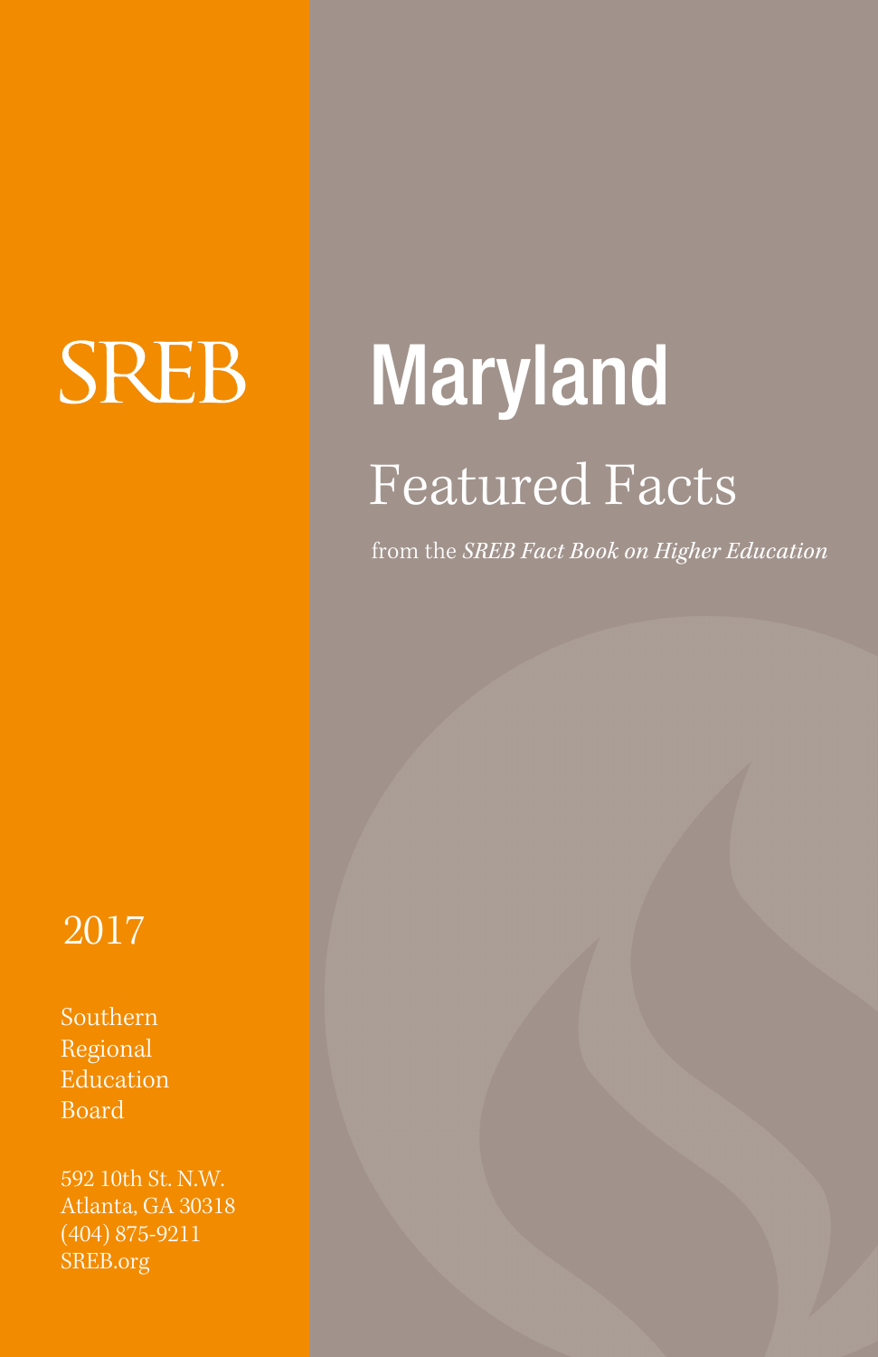SREB

# Maryland

## Featured Facts

from the *SREB Fact Book on Higher Education*

2017

Southern
Regional
Education
Board

592 10th St. N.W.
Atlanta, GA 30318
(404) 875-9211
SREB.org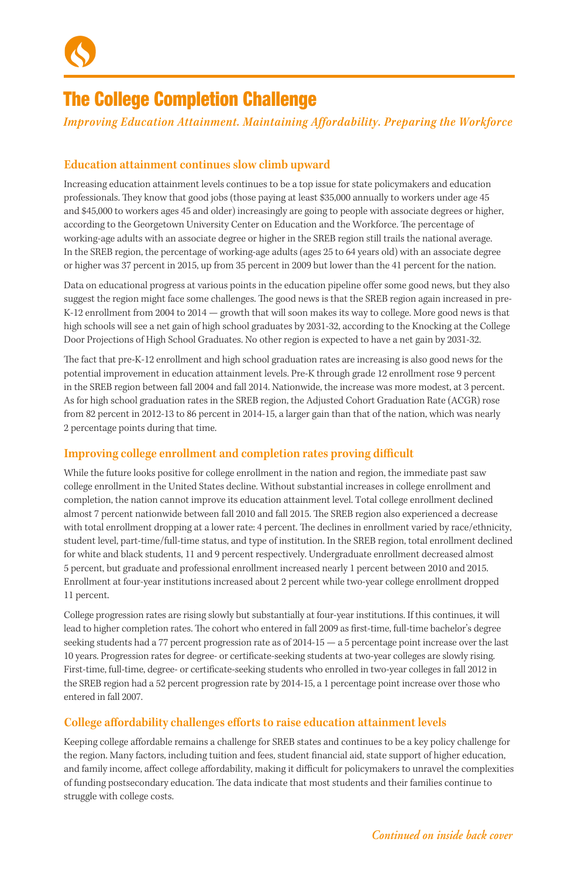# The College Completion Challenge

*Improving Education Attainment. Maintaining Affordability. Preparing the Workforce*

## Education attainment continues slow climb upward

Increasing education attainment levels continues to be a top issue for state policymakers and education professionals. They know that good jobs (those paying at least $35,000 annually to workers under age 45 and $45,000 to workers ages 45 and older) increasingly are going to people with associate degrees or higher, according to the Georgetown University Center on Education and the Workforce. The percentage of working-age adults with an associate degree or higher in the SREB region still trails the national average. In the SREB region, the percentage of working-age adults (ages 25 to 64 years old) with an associate degree or higher was 37 percent in 2015, up from 35 percent in 2009 but lower than the 41 percent for the nation.

Data on educational progress at various points in the education pipeline offer some good news, but they also suggest the region might face some challenges. The good news is that the SREB region again increased in pre-K-12 enrollment from 2004 to 2014 — growth that will soon makes its way to college. More good news is that high schools will see a net gain of high school graduates by 2031-32, according to the Knocking at the College Door Projections of High School Graduates. No other region is expected to have a net gain by 2031-32.

The fact that pre-K-12 enrollment and high school graduation rates are increasing is also good news for the potential improvement in education attainment levels. Pre-K through grade 12 enrollment rose 9 percent in the SREB region between fall 2004 and fall 2014. Nationwide, the increase was more modest, at 3 percent. As for high school graduation rates in the SREB region, the Adjusted Cohort Graduation Rate (ACGR) rose from 82 percent in 2012-13 to 86 percent in 2014-15, a larger gain than that of the nation, which was nearly 2 percentage points during that time.

## Improving college enrollment and completion rates proving difficult

While the future looks positive for college enrollment in the nation and region, the immediate past saw college enrollment in the United States decline. Without substantial increases in college enrollment and completion, the nation cannot improve its education attainment level. Total college enrollment declined almost 7 percent nationwide between fall 2010 and fall 2015. The SREB region also experienced a decrease with total enrollment dropping at a lower rate: 4 percent. The declines in enrollment varied by race/ethnicity, student level, part-time/full-time status, and type of institution. In the SREB region, total enrollment declined for white and black students, 11 and 9 percent respectively. Undergraduate enrollment decreased almost 5 percent, but graduate and professional enrollment increased nearly 1 percent between 2010 and 2015. Enrollment at four-year institutions increased about 2 percent while two-year college enrollment dropped 11 percent.

College progression rates are rising slowly but substantially at four-year institutions. If this continues, it will lead to higher completion rates. The cohort who entered in fall 2009 as first-time, full-time bachelor's degree seeking students had a 77 percent progression rate as of 2014-15 — a 5 percentage point increase over the last 10 years. Progression rates for degree- or certificate-seeking students at two-year colleges are slowly rising. First-time, full-time, degree- or certificate-seeking students who enrolled in two-year colleges in fall 2012 in the SREB region had a 52 percent progression rate by 2014-15, a 1 percentage point increase over those who entered in fall 2007.

## College affordability challenges efforts to raise education attainment levels

Keeping college affordable remains a challenge for SREB states and continues to be a key policy challenge for the region. Many factors, including tuition and fees, student financial aid, state support of higher education, and family income, affect college affordability, making it difficult for policymakers to unravel the complexities of funding postsecondary education. The data indicate that most students and their families continue to struggle with college costs.

*Continued on inside back cover*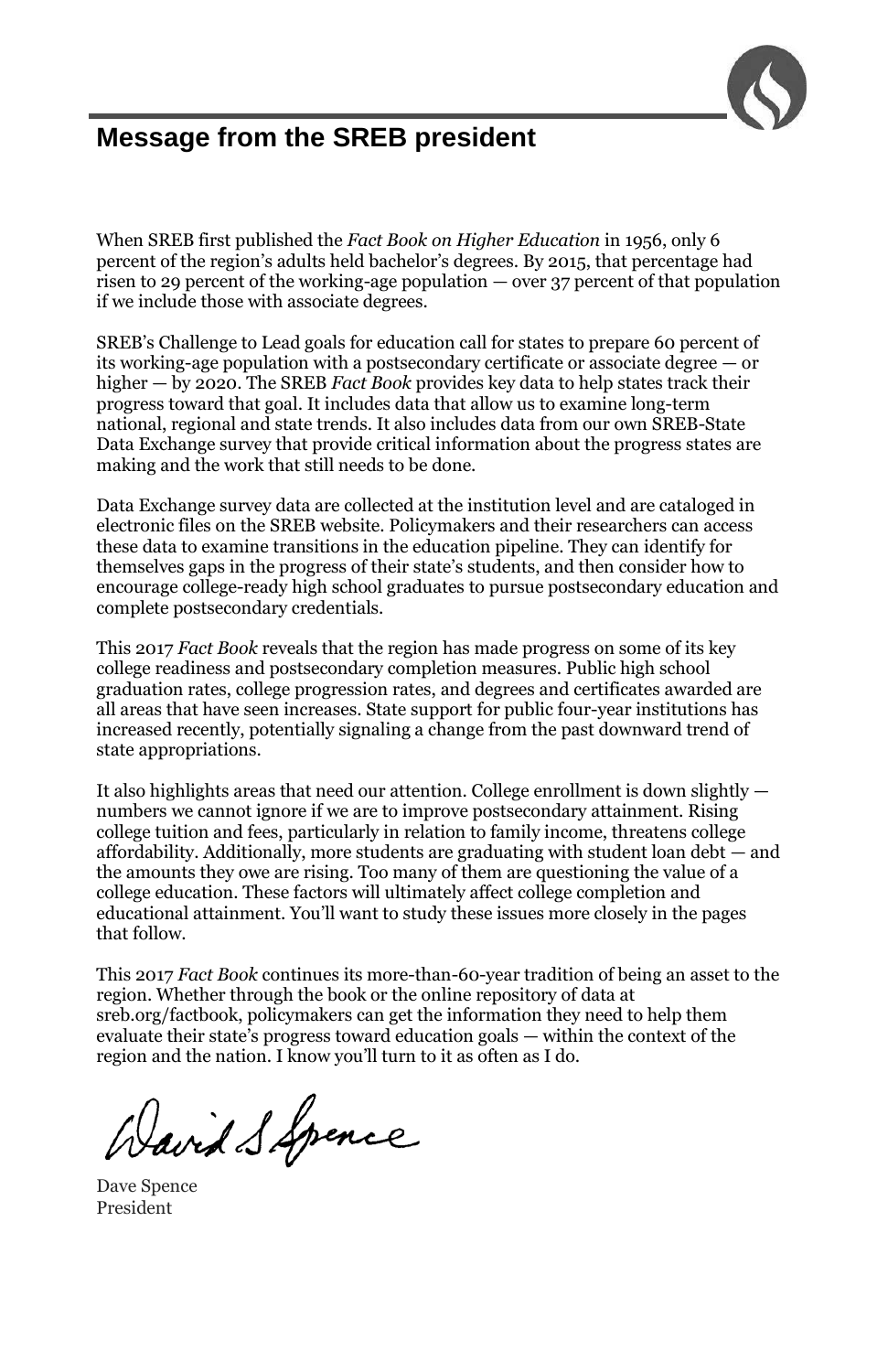# Message from the SREB president

When SREB first published the *Fact Book on Higher Education* in 1956, only 6 percent of the region's adults held bachelor's degrees. By 2015, that percentage had risen to 29 percent of the working-age population — over 37 percent of that population if we include those with associate degrees.

SREB's Challenge to Lead goals for education call for states to prepare 60 percent of its working-age population with a postsecondary certificate or associate degree — or higher — by 2020. The SREB *Fact Book* provides key data to help states track their progress toward that goal. It includes data that allow us to examine long-term national, regional and state trends. It also includes data from our own SREB-State Data Exchange survey that provide critical information about the progress states are making and the work that still needs to be done.

Data Exchange survey data are collected at the institution level and are cataloged in electronic files on the SREB website. Policymakers and their researchers can access these data to examine transitions in the education pipeline. They can identify for themselves gaps in the progress of their state's students, and then consider how to encourage college-ready high school graduates to pursue postsecondary education and complete postsecondary credentials.

This 2017 *Fact Book* reveals that the region has made progress on some of its key college readiness and postsecondary completion measures. Public high school graduation rates, college progression rates, and degrees and certificates awarded are all areas that have seen increases. State support for public four-year institutions has increased recently, potentially signaling a change from the past downward trend of state appropriations.

It also highlights areas that need our attention. College enrollment is down slightly — numbers we cannot ignore if we are to improve postsecondary attainment. Rising college tuition and fees, particularly in relation to family income, threatens college affordability. Additionally, more students are graduating with student loan debt — and the amounts they owe are rising. Too many of them are questioning the value of a college education. These factors will ultimately affect college completion and educational attainment. You'll want to study these issues more closely in the pages that follow.

This 2017 *Fact Book* continues its more-than-60-year tradition of being an asset to the region. Whether through the book or the online repository of data at sreb.org/factbook, policymakers can get the information they need to help them evaluate their state's progress toward education goals — within the context of the region and the nation. I know you'll turn to it as often as I do.

David S. Spence

Dave Spence
President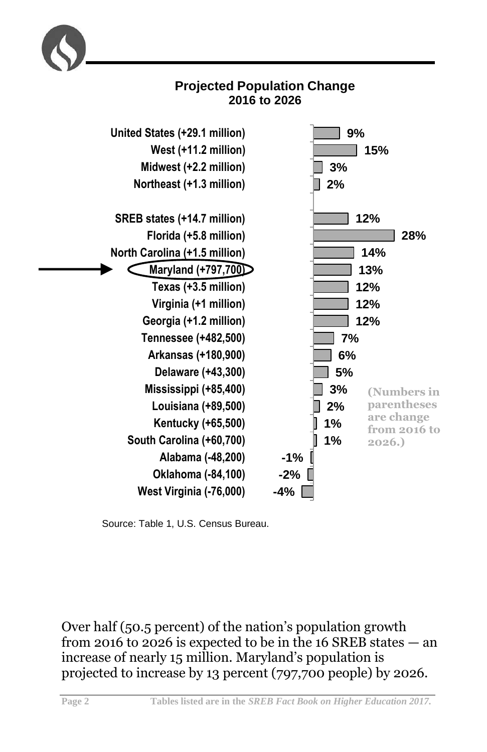## Projected Population Change 2016 to 2026

| Region/State | Change |
|---|---|
| United States (+29.1 million) | 9% |
| West (+11.2 million) | 15% |
| Midwest (+2.2 million) | 3% |
| Northeast (+1.3 million) | 2% |
| SREB states (+14.7 million) | 12% |
| Florida (+5.8 million) | 28% |
| North Carolina (+1.5 million) | 14% |
| Maryland (+797,700) | 13% |
| Texas (+3.5 million) | 12% |
| Virginia (+1 million) | 12% |
| Georgia (+1.2 million) | 12% |
| Tennessee (+482,500) | 7% |
| Arkansas (+180,900) | 6% |
| Delaware (+43,300) | 5% |
| Mississippi (+85,400) | 3% |
| Louisiana (+89,500) | 2% |
| Kentucky (+65,500) | 1% |
| South Carolina (+60,700) | 1% |
| Alabama (-48,200) | -1% |
| Oklahoma (-84,100) | -2% |
| West Virginia (-76,000) | -4% |

(Numbers in parentheses are change from 2016 to 2026.)

Source: Table 1, U.S. Census Bureau.

Over half (50.5 percent) of the nation's population growth from 2016 to 2026 is expected to be in the 16 SREB states — an increase of nearly 15 million. Maryland's population is projected to increase by 13 percent (797,700 people) by 2026.

Tables listed are in the *SREB Fact Book on Higher Education 2017*.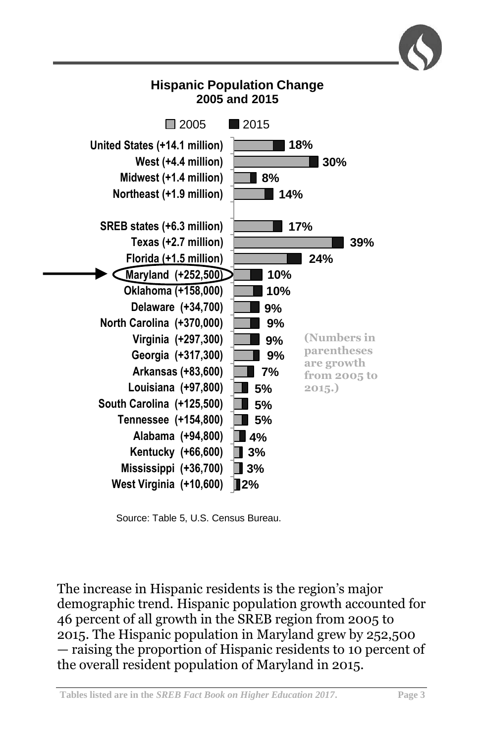## Hispanic Population Change 2005 and 2015

| Region/State | Percent |
| --- | --- |
| United States (+14.1 million) | 18% |
| West (+4.4 million) | 30% |
| Midwest (+1.4 million) | 8% |
| Northeast (+1.9 million) | 14% |
| SREB states (+6.3 million) | 17% |
| Texas (+2.7 million) | 39% |
| Florida (+1.5 million) | 24% |
| Maryland (+252,500) | 10% |
| Oklahoma (+158,000) | 10% |
| Delaware (+34,700) | 9% |
| North Carolina (+370,000) | 9% |
| Virginia (+297,300) | 9% |
| Georgia (+317,300) | 9% |
| Arkansas (+83,600) | 7% |
| Louisiana (+97,800) | 5% |
| South Carolina (+125,500) | 5% |
| Tennessee (+154,800) | 5% |
| Alabama (+94,800) | 4% |
| Kentucky (+66,600) | 3% |
| Mississippi (+36,700) | 3% |
| West Virginia (+10,600) | 2% |

(Numbers in parentheses are growth from 2005 to 2015.)

Source: Table 5, U.S. Census Bureau.

The increase in Hispanic residents is the region's major demographic trend. Hispanic population growth accounted for 46 percent of all growth in the SREB region from 2005 to 2015. The Hispanic population in Maryland grew by 252,500 — raising the proportion of Hispanic residents to 10 percent of the overall resident population of Maryland in 2015.

Tables listed are in the *SREB Fact Book on Higher Education 2017*.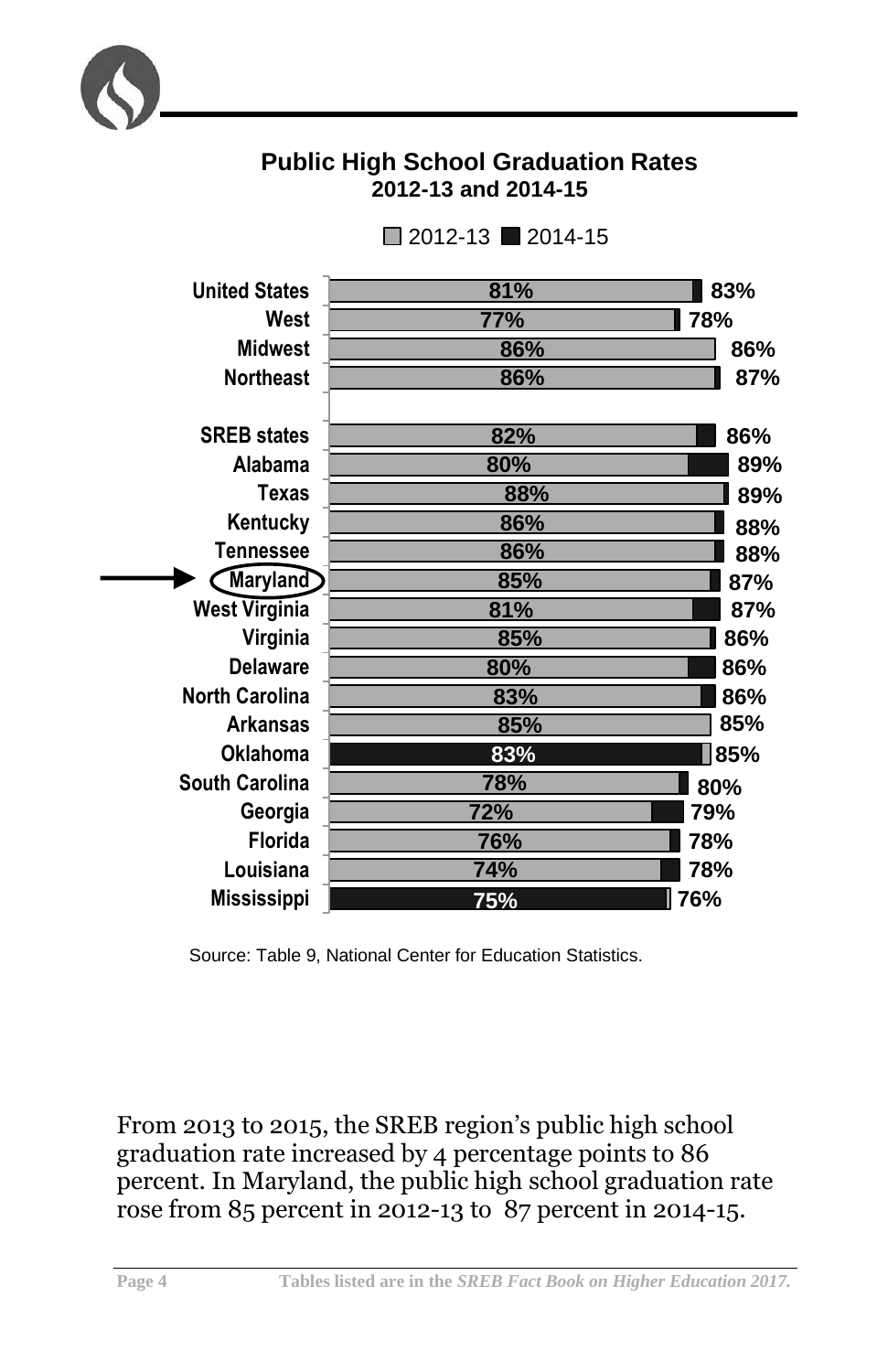## Public High School Graduation Rates
### 2012-13 and 2014-15

| | 2012-13 | 2014-15 |
|---|---|---|
| United States | 81% | 83% |
| West | 77% | 78% |
| Midwest | 86% | 86% |
| Northeast | 86% | 87% |
| SREB states | 82% | 86% |
| Alabama | 80% | 89% |
| Texas | 88% | 89% |
| Kentucky | 86% | 88% |
| Tennessee | 86% | 88% |
| Maryland | 85% | 87% |
| West Virginia | 81% | 87% |
| Virginia | 85% | 86% |
| Delaware | 80% | 86% |
| North Carolina | 83% | 86% |
| Arkansas | 85% | 85% |
| Oklahoma | 83% | 85% |
| South Carolina | 78% | 80% |
| Georgia | 72% | 79% |
| Florida | 76% | 78% |
| Louisiana | 74% | 78% |
| Mississippi | 75% | 76% |

Source: Table 9, National Center for Education Statistics.

From 2013 to 2015, the SREB region's public high school graduation rate increased by 4 percentage points to 86 percent. In Maryland, the public high school graduation rate rose from 85 percent in 2012-13 to 87 percent in 2014-15.

Tables listed are in the *SREB Fact Book on Higher Education 2017.*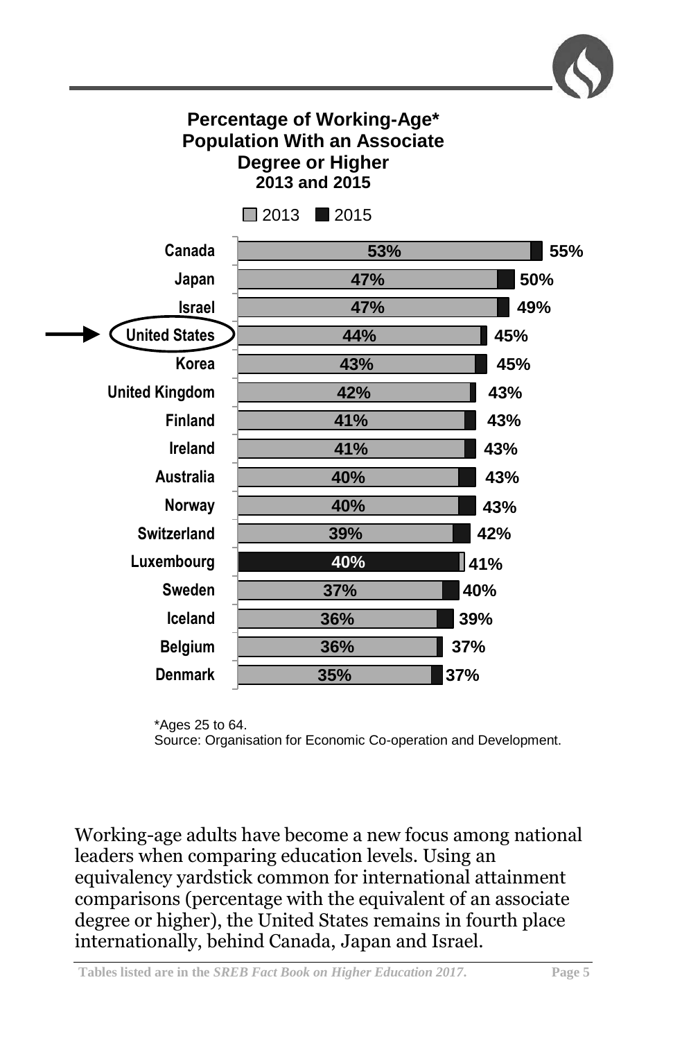## Percentage of Working-Age* Population With an Associate Degree or Higher

**2013 and 2015**

| Country | 2013 | 2015 |
|---|---|---|
| Canada | 53% | 55% |
| Japan | 47% | 50% |
| Israel | 47% | 49% |
| United States | 44% | 45% |
| Korea | 43% | 45% |
| United Kingdom | 42% | 43% |
| Finland | 41% | 43% |
| Ireland | 41% | 43% |
| Australia | 40% | 43% |
| Norway | 40% | 43% |
| Switzerland | 39% | 42% |
| Luxembourg | 40% | 41% |
| Sweden | 37% | 40% |
| Iceland | 36% | 39% |
| Belgium | 36% | 37% |
| Denmark | 35% | 37% |

*Ages 25 to 64.
Source: Organisation for Economic Co-operation and Development.

Working-age adults have become a new focus among national leaders when comparing education levels. Using an equivalency yardstick common for international attainment comparisons (percentage with the equivalent of an associate degree or higher), the United States remains in fourth place internationally, behind Canada, Japan and Israel.

**Tables listed are in the *SREB Fact Book on Higher Education 2017*.**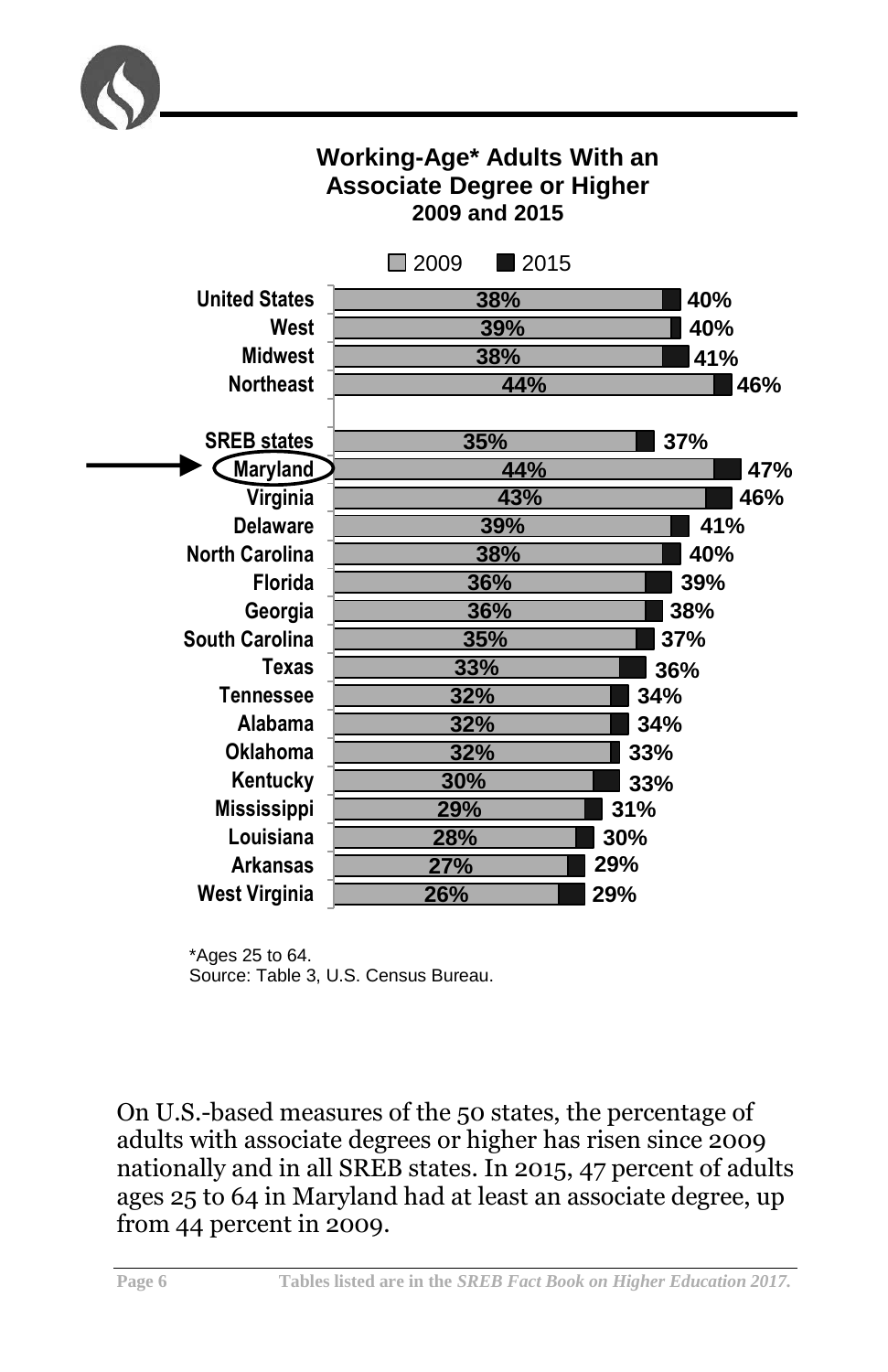## Working-Age* Adults With an Associate Degree or Higher

**2009 and 2015**

| | 2009 | 2015 |
|---|---|---|
| United States | 38% | 40% |
| West | 39% | 40% |
| Midwest | 38% | 41% |
| Northeast | 44% | 46% |
| SREB states | 35% | 37% |
| **Maryland** | 44% | 47% |
| Virginia | 43% | 46% |
| Delaware | 39% | 41% |
| North Carolina | 38% | 40% |
| Florida | 36% | 39% |
| Georgia | 36% | 38% |
| South Carolina | 35% | 37% |
| Texas | 33% | 36% |
| Tennessee | 32% | 34% |
| Alabama | 32% | 34% |
| Oklahoma | 32% | 33% |
| Kentucky | 30% | 33% |
| Mississippi | 29% | 31% |
| Louisiana | 28% | 30% |
| Arkansas | 27% | 29% |
| West Virginia | 26% | 29% |

*Ages 25 to 64.
Source: Table 3, U.S. Census Bureau.

On U.S.-based measures of the 50 states, the percentage of adults with associate degrees or higher has risen since 2009 nationally and in all SREB states. In 2015, 47 percent of adults ages 25 to 64 in Maryland had at least an associate degree, up from 44 percent in 2009.

Tables listed are in the *SREB Fact Book on Higher Education 2017.*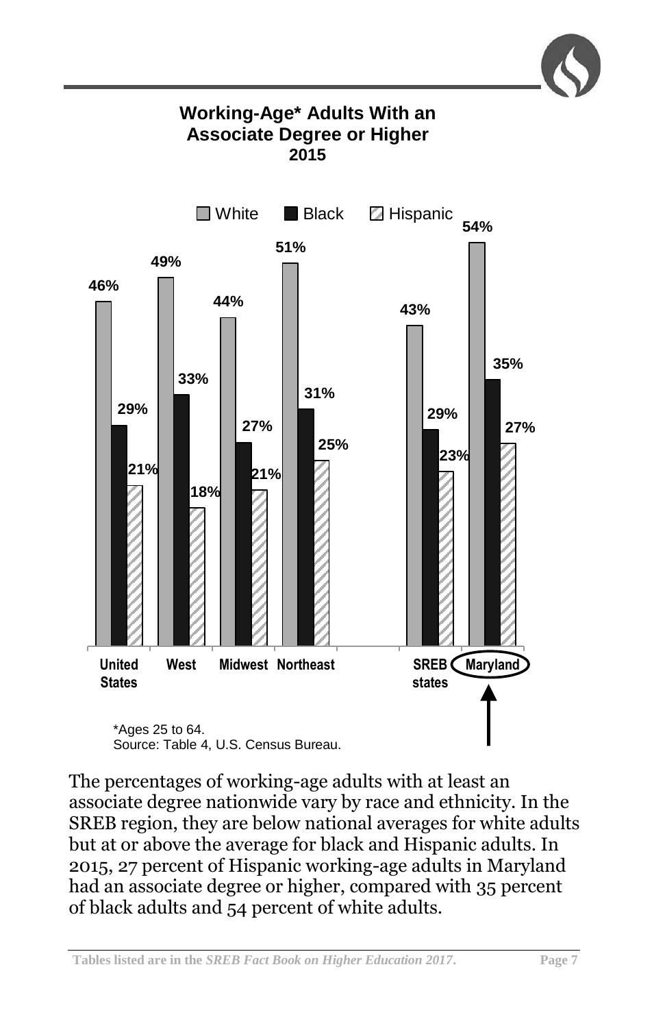## Working-Age* Adults With an Associate Degree or Higher 2015

| | White | Black | Hispanic |
|---|---|---|---|
| United States | 46% | 29% | 21% |
| West | 49% | 33% | 18% |
| Midwest | 44% | 27% | 21% |
| Northeast | 51% | 31% | 25% |
| SREB states | 43% | 29% | 23% |
| Maryland | 54% | 35% | 27% |

*Ages 25 to 64.
Source: Table 4, U.S. Census Bureau.

The percentages of working-age adults with at least an associate degree nationwide vary by race and ethnicity. In the SREB region, they are below national averages for white adults but at or above the average for black and Hispanic adults. In 2015, 27 percent of Hispanic working-age adults in Maryland had an associate degree or higher, compared with 35 percent of black adults and 54 percent of white adults.

Tables listed are in the *SREB Fact Book on Higher Education 2017*.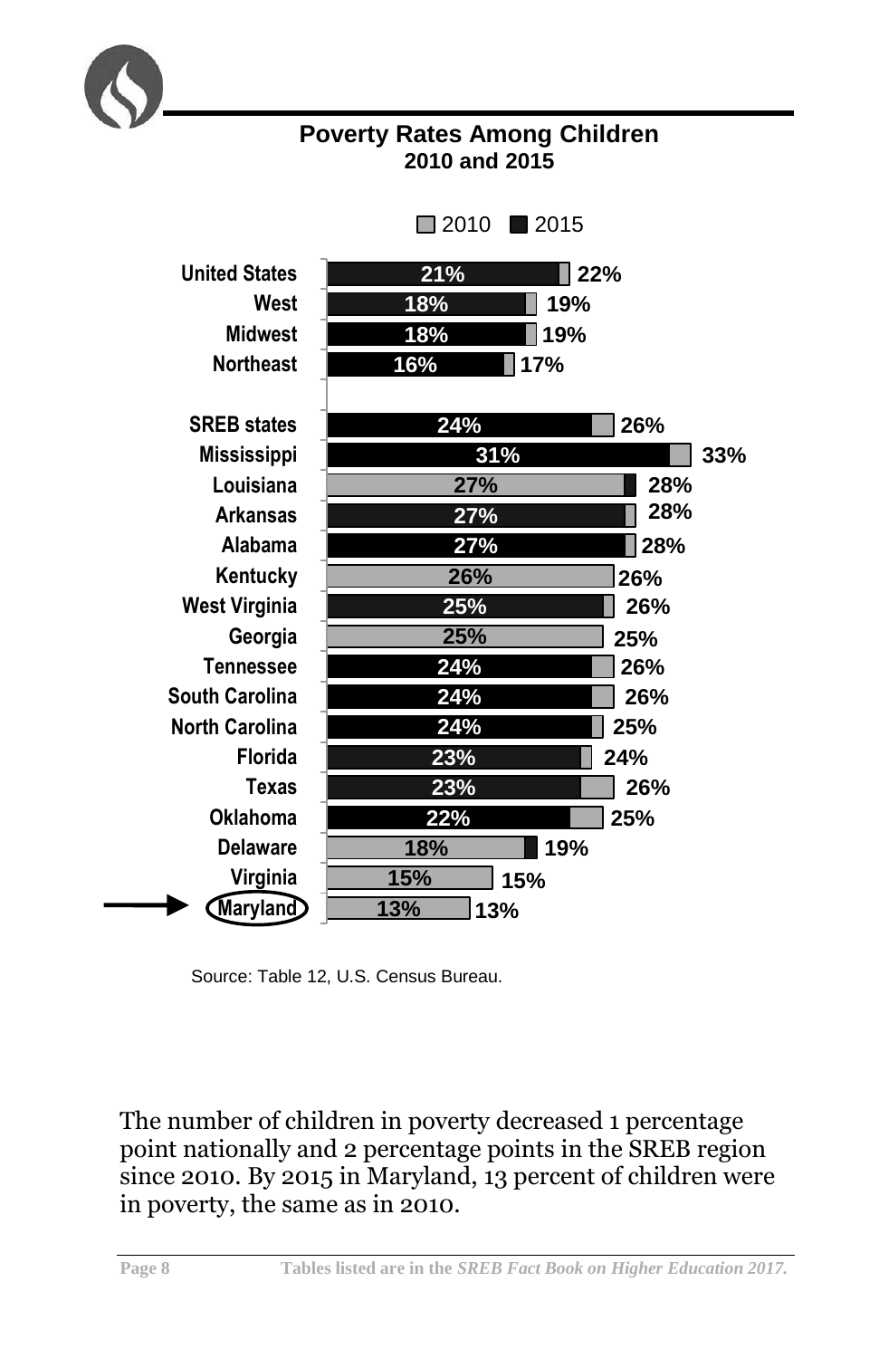## Poverty Rates Among Children

### 2010 and 2015

| | 2015 | 2010 |
|---|---|---|
| United States | 21% | 22% |
| West | 18% | 19% |
| Midwest | 18% | 19% |
| Northeast | 16% | 17% |
| SREB states | 24% | 26% |
| Mississippi | 31% | 33% |
| Louisiana | 28% | 27% |
| Arkansas | 27% | 28% |
| Alabama | 27% | 28% |
| Kentucky | 26% | 26% |
| West Virginia | 25% | 26% |
| Georgia | 25% | 25% |
| Tennessee | 24% | 26% |
| South Carolina | 24% | 26% |
| North Carolina | 24% | 25% |
| Florida | 23% | 24% |
| Texas | 23% | 26% |
| Oklahoma | 22% | 25% |
| Delaware | 19% | 18% |
| Virginia | 15% | 15% |
| Maryland | 13% | 13% |

Source: Table 12, U.S. Census Bureau.

The number of children in poverty decreased 1 percentage point nationally and 2 percentage points in the SREB region since 2010. By 2015 in Maryland, 13 percent of children were in poverty, the same as in 2010.

Tables listed are in the *SREB Fact Book on Higher Education 2017.*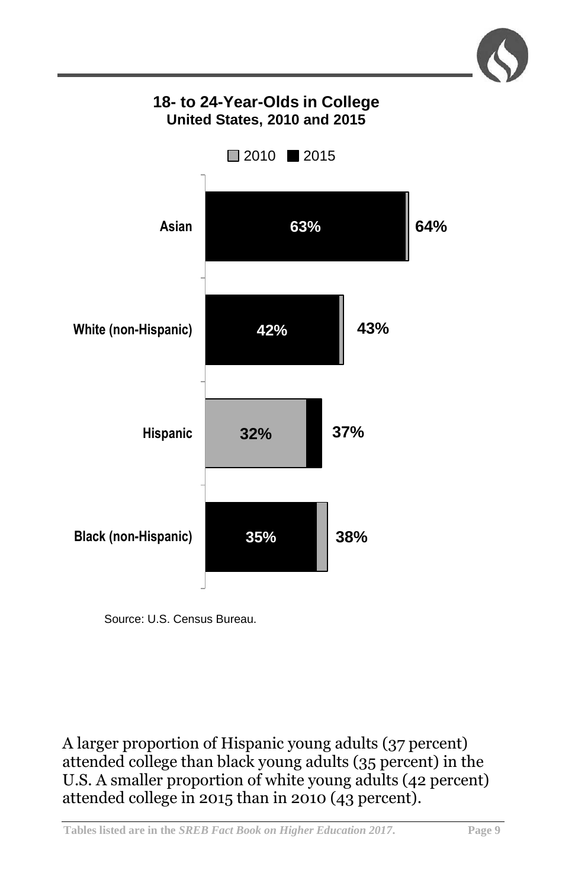## 18- to 24-Year-Olds in College
### United States, 2010 and 2015

| | 2010 | 2015 |
|---|---|---|
| Asian | 64% | 63% |
| White (non-Hispanic) | 43% | 42% |
| Hispanic | 32% | 37% |
| Black (non-Hispanic) | 38% | 35% |

Source: U.S. Census Bureau.

A larger proportion of Hispanic young adults (37 percent) attended college than black young adults (35 percent) in the U.S. A smaller proportion of white young adults (42 percent) attended college in 2015 than in 2010 (43 percent).

**Tables listed are in the *SREB Fact Book on Higher Education 2017.***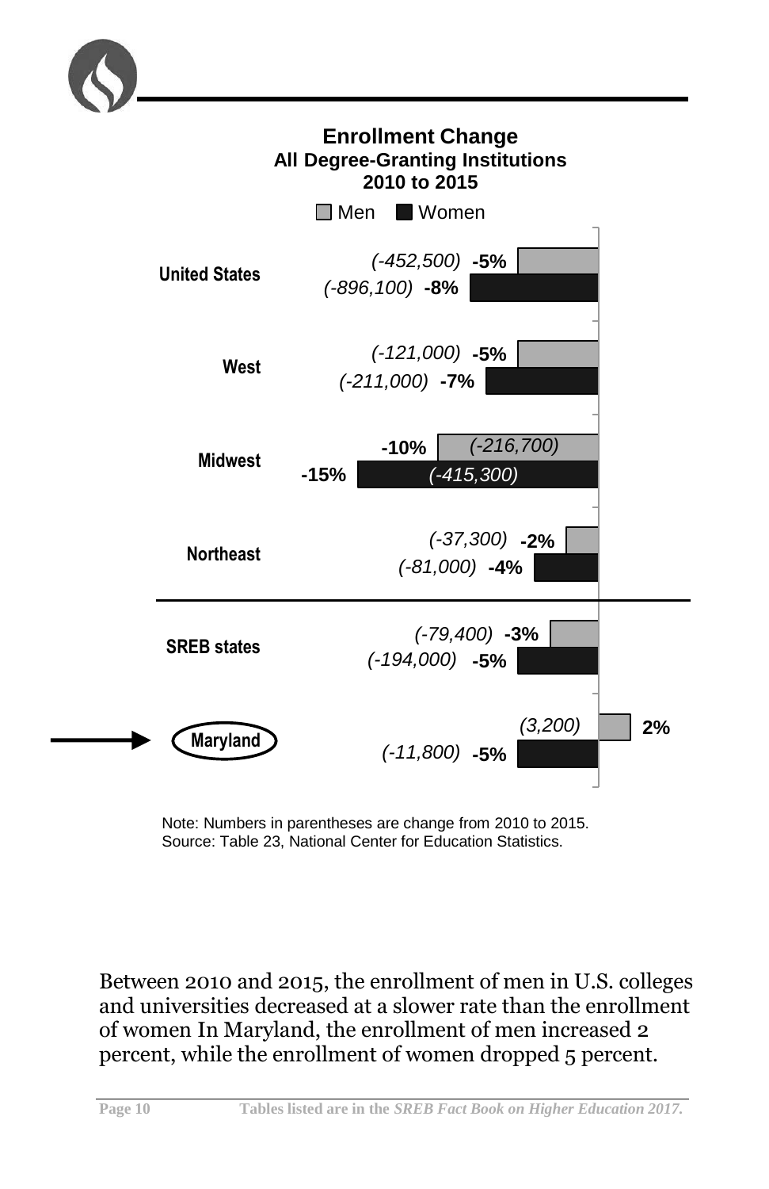## Enrollment Change
### All Degree-Granting Institutions
### 2010 to 2015

| Region | Men | Women |
|---|---|---|
| United States | (-452,500) -5% | (-896,100) -8% |
| West | (-121,000) -5% | (-211,000) -7% |
| Midwest | (-216,700) -10% | (-415,300) -15% |
| Northeast | (-37,300) -2% | (-81,000) -4% |
| SREB states | (-79,400) -3% | (-194,000) -5% |
| Maryland | (3,200) 2% | (-11,800) -5% |

Note: Numbers in parentheses are change from 2010 to 2015.
Source: Table 23, National Center for Education Statistics.

Between 2010 and 2015, the enrollment of men in U.S. colleges and universities decreased at a slower rate than the enrollment of women In Maryland, the enrollment of men increased 2 percent, while the enrollment of women dropped 5 percent.

Tables listed are in the *SREB Fact Book on Higher Education 2017.*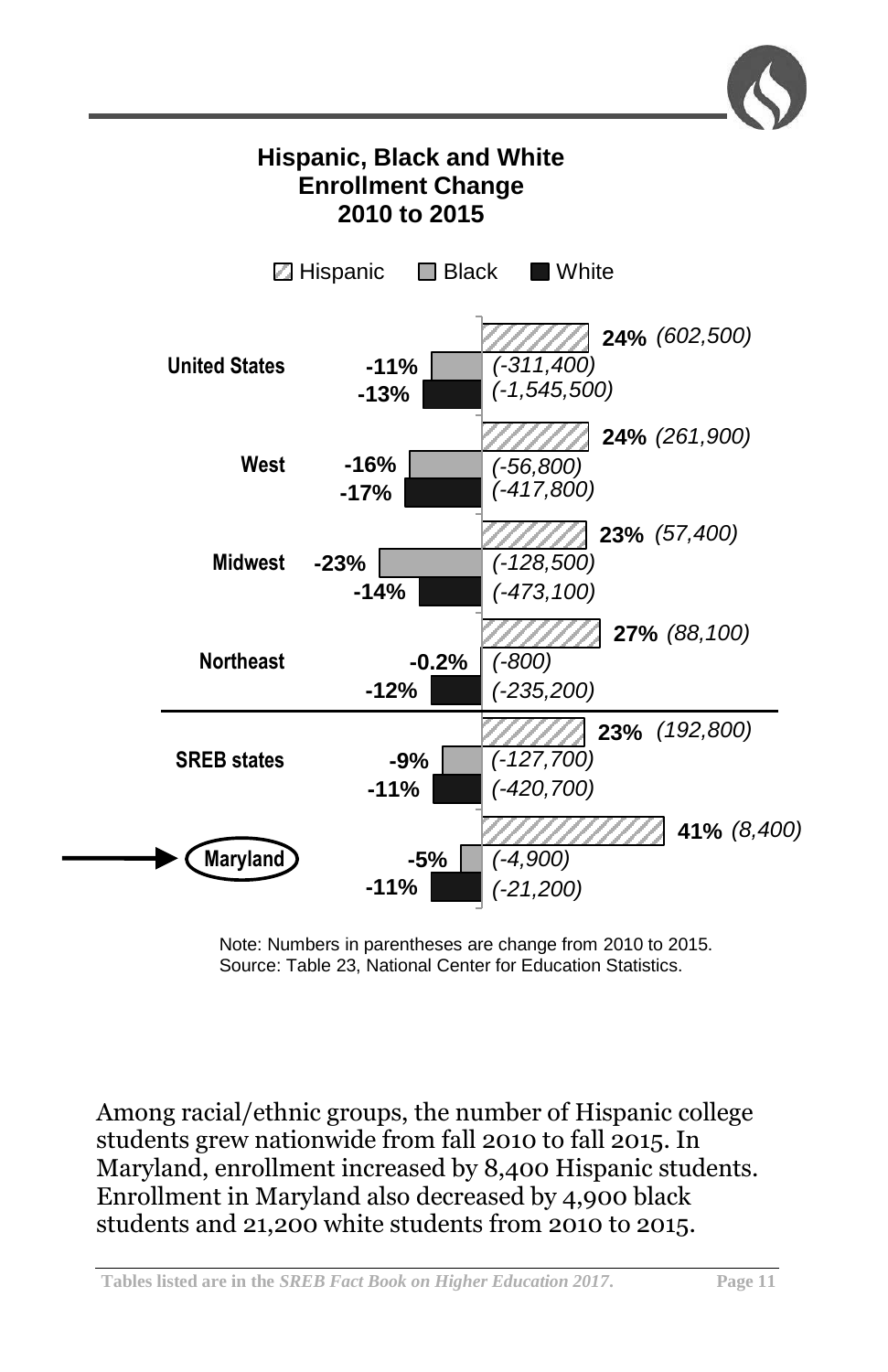## Hispanic, Black and White Enrollment Change 2010 to 2015

| | Hispanic | Black | White |
|---|---|---|---|
| United States | 24% (602,500) | -11% (-311,400) | -13% (-1,545,500) |
| West | 24% (261,900) | -16% (-56,800) | -17% (-417,800) |
| Midwest | 23% (57,400) | -23% (-128,500) | -14% (-473,100) |
| Northeast | 27% (88,100) | -0.2% (-800) | -12% (-235,200) |
| SREB states | 23% (192,800) | -9% (-127,700) | -11% (-420,700) |
| Maryland | 41% (8,400) | -5% (-4,900) | -11% (-21,200) |

Note: Numbers in parentheses are change from 2010 to 2015.
Source: Table 23, National Center for Education Statistics.

Among racial/ethnic groups, the number of Hispanic college students grew nationwide from fall 2010 to fall 2015. In Maryland, enrollment increased by 8,400 Hispanic students. Enrollment in Maryland also decreased by 4,900 black students and 21,200 white students from 2010 to 2015.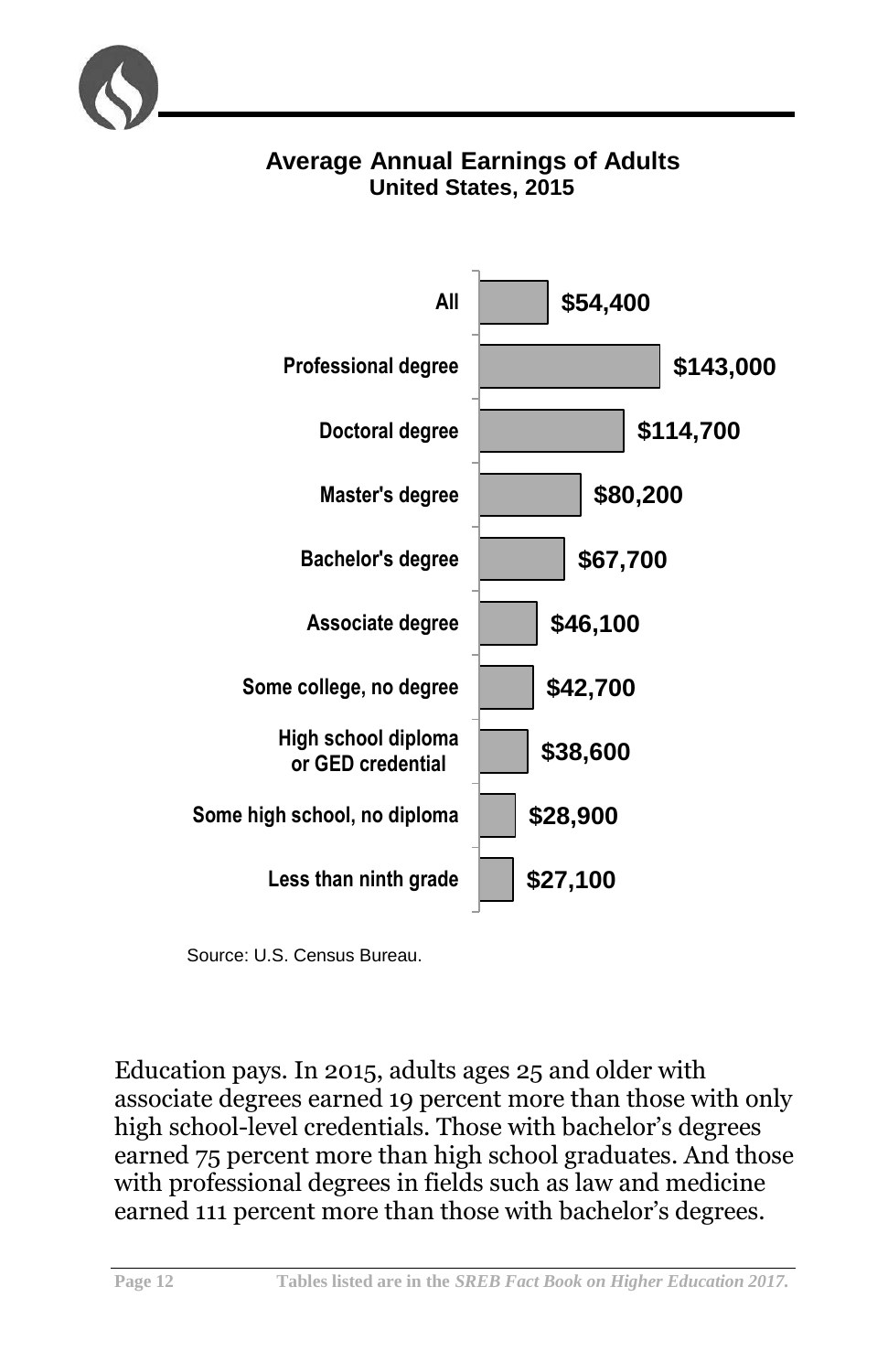## Average Annual Earnings of Adults
### United States, 2015

| | Earnings |
|---|---|
| All | $54,400 |
| Professional degree | $143,000 |
| Doctoral degree | $114,700 |
| Master's degree | $80,200 |
| Bachelor's degree | $67,700 |
| Associate degree | $46,100 |
| Some college, no degree | $42,700 |
| High school diploma or GED credential | $38,600 |
| Some high school, no diploma | $28,900 |
| Less than ninth grade | $27,100 |

Source: U.S. Census Bureau.

Education pays. In 2015, adults ages 25 and older with associate degrees earned 19 percent more than those with only high school-level credentials. Those with bachelor's degrees earned 75 percent more than high school graduates. And those with professional degrees in fields such as law and medicine earned 111 percent more than those with bachelor's degrees.

Tables listed are in the *SREB Fact Book on Higher Education 2017.*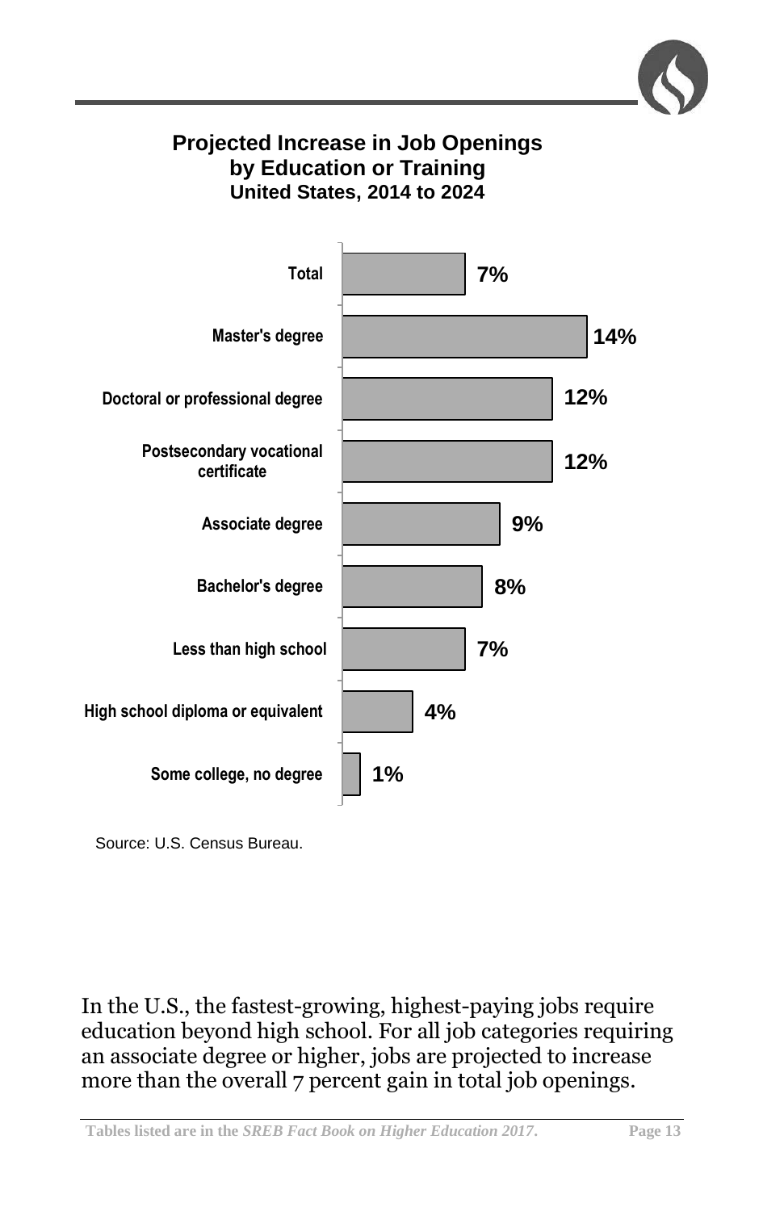## Projected Increase in Job Openings by Education or Training

### United States, 2014 to 2024

| Education or Training | Projected Increase |
|---|---|
| Total | 7% |
| Master's degree | 14% |
| Doctoral or professional degree | 12% |
| Postsecondary vocational certificate | 12% |
| Associate degree | 9% |
| Bachelor's degree | 8% |
| Less than high school | 7% |
| High school diploma or equivalent | 4% |
| Some college, no degree | 1% |

Source: U.S. Census Bureau.

In the U.S., the fastest-growing, highest-paying jobs require education beyond high school. For all job categories requiring an associate degree or higher, jobs are projected to increase more than the overall 7 percent gain in total job openings.

Tables listed are in the *SREB Fact Book on Higher Education 2017*.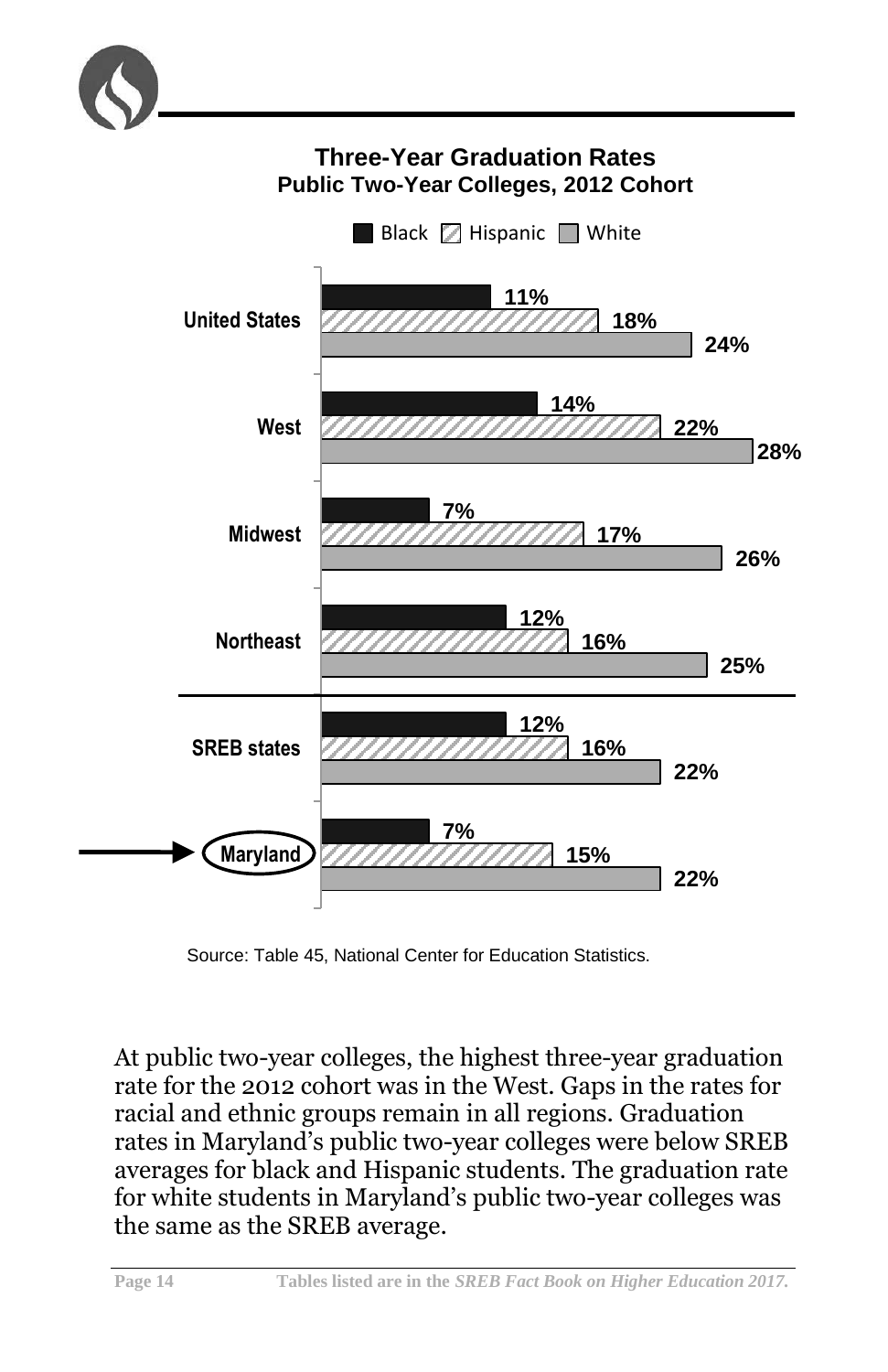## Three-Year Graduation Rates
### Public Two-Year Colleges, 2012 Cohort

| | Black | Hispanic | White |
|---|---|---|---|
| United States | 11% | 18% | 24% |
| West | 14% | 22% | 28% |
| Midwest | 7% | 17% | 26% |
| Northeast | 12% | 16% | 25% |
| SREB states | 12% | 16% | 22% |
| Maryland | 7% | 15% | 22% |

Source: Table 45, National Center for Education Statistics.

At public two-year colleges, the highest three-year graduation rate for the 2012 cohort was in the West. Gaps in the rates for racial and ethnic groups remain in all regions. Graduation rates in Maryland's public two-year colleges were below SREB averages for black and Hispanic students. The graduation rate for white students in Maryland's public two-year colleges was the same as the SREB average.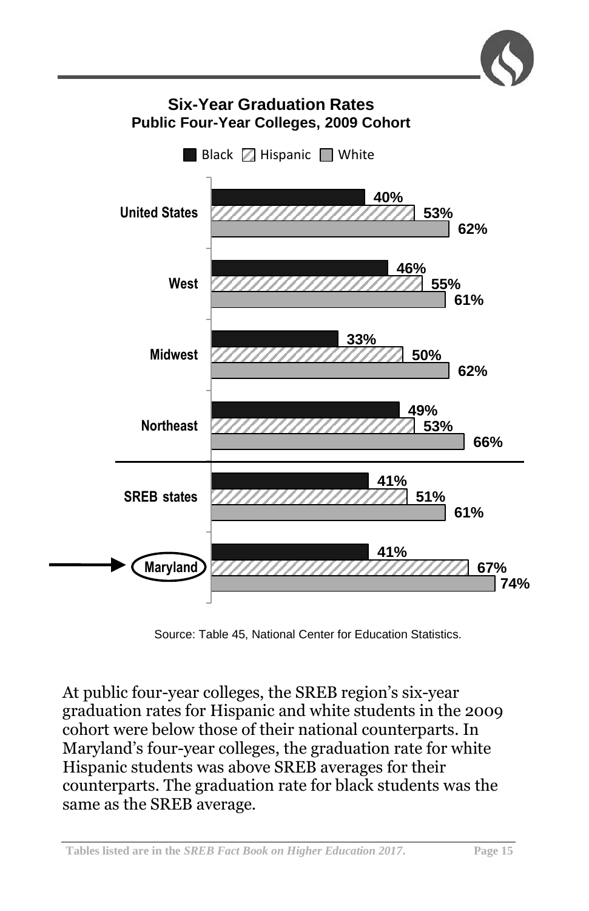## Six-Year Graduation Rates
### Public Four-Year Colleges, 2009 Cohort

| | Black | Hispanic | White |
|---|---|---|---|
| United States | 40% | 53% | 62% |
| West | 46% | 55% | 61% |
| Midwest | 33% | 50% | 62% |
| Northeast | 49% | 53% | 66% |
| SREB states | 41% | 51% | 61% |
| Maryland | 41% | 67% | 74% |

Source: Table 45, National Center for Education Statistics.

At public four-year colleges, the SREB region's six-year graduation rates for Hispanic and white students in the 2009 cohort were below those of their national counterparts. In Maryland's four-year colleges, the graduation rate for white Hispanic students was above SREB averages for their counterparts. The graduation rate for black students was the same as the SREB average.

Tables listed are in the *SREB Fact Book on Higher Education 2017*.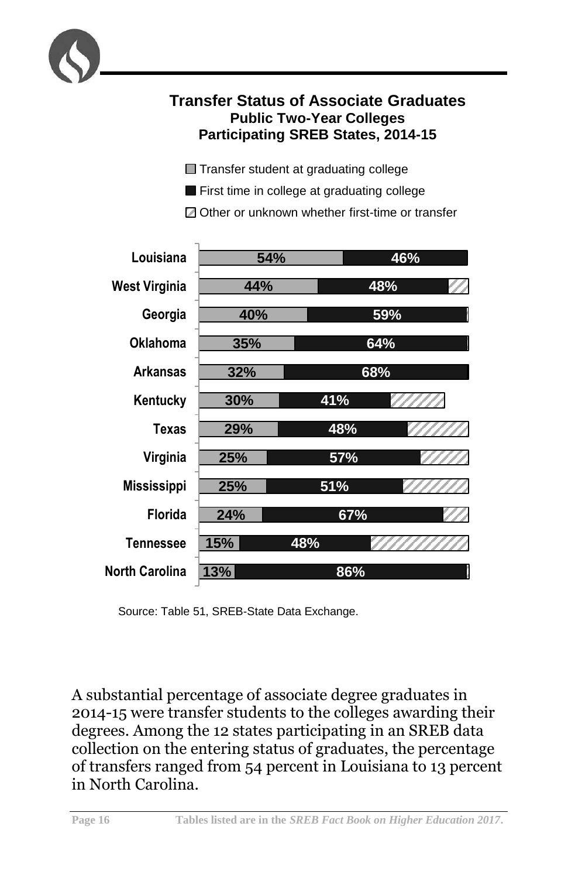## Transfer Status of Associate Graduates
### Public Two-Year Colleges
### Participating SREB States, 2014-15

| State | Transfer student at graduating college | First time in college at graduating college |
|---|---|---|
| Louisiana | 54% | 46% |
| West Virginia | 44% | 48% |
| Georgia | 40% | 59% |
| Oklahoma | 35% | 64% |
| Arkansas | 32% | 68% |
| Kentucky | 30% | 41% |
| Texas | 29% | 48% |
| Virginia | 25% | 57% |
| Mississippi | 25% | 51% |
| Florida | 24% | 67% |
| Tennessee | 15% | 48% |
| North Carolina | 13% | 86% |

Remainder of each bar: Other or unknown whether first-time or transfer

Source: Table 51, SREB-State Data Exchange.

A substantial percentage of associate degree graduates in 2014-15 were transfer students to the colleges awarding their degrees. Among the 12 states participating in an SREB data collection on the entering status of graduates, the percentage of transfers ranged from 54 percent in Louisiana to 13 percent in North Carolina.

Tables listed are in the *SREB Fact Book on Higher Education 2017*.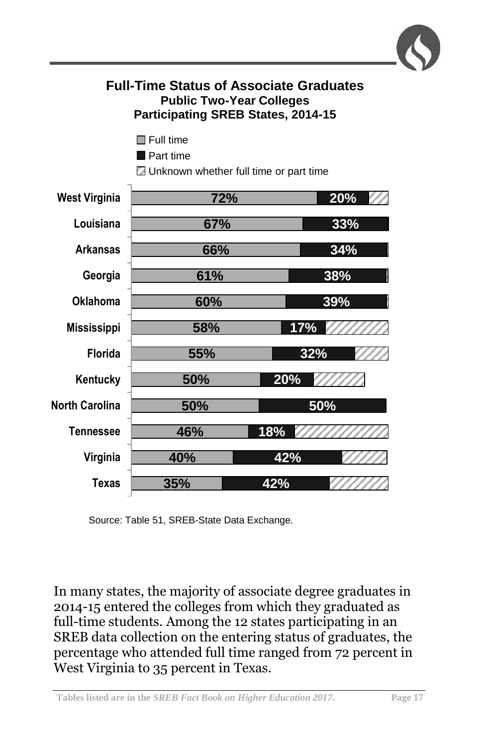## Full-Time Status of Associate Graduates
### Public Two-Year Colleges
### Participating SREB States, 2014-15

| State | Full time | Part time |
|---|---|---|
| West Virginia | 72% | 20% |
| Louisiana | 67% | 33% |
| Arkansas | 66% | 34% |
| Georgia | 61% | 38% |
| Oklahoma | 60% | 39% |
| Mississippi | 58% | 17% |
| Florida | 55% | 32% |
| Kentucky | 50% | 20% |
| North Carolina | 50% | 50% |
| Tennessee | 46% | 18% |
| Virginia | 40% | 42% |
| Texas | 35% | 42% |

Legend: Full time; Part time; Unknown whether full time or part time

Source: Table 51, SREB-State Data Exchange.

In many states, the majority of associate degree graduates in 2014-15 entered the colleges from which they graduated as full-time students. Among the 12 states participating in an SREB data collection on the entering status of graduates, the percentage who attended full time ranged from 72 percent in West Virginia to 35 percent in Texas.

Tables listed are in the *SREB Fact Book on Higher Education 2017*.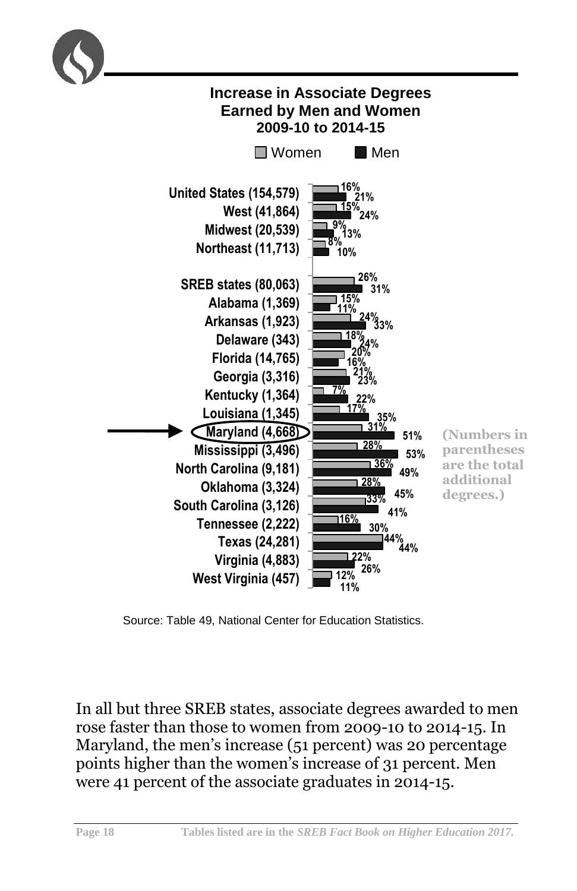## Increase in Associate Degrees Earned by Men and Women 2009-10 to 2014-15

| | Women | Men |
|---|---|---|
| United States (154,579) | 16% | 21% |
| West (41,864) | 15% | 24% |
| Midwest (20,539) | 9% | 13% |
| Northeast (11,713) | 8% | 10% |
| SREB states (80,063) | 26% | 31% |
| Alabama (1,369) | 15% | 11% |
| Arkansas (1,923) | 24% | 33% |
| Delaware (343) | 18% | 24% |
| Florida (14,765) | 20% | 16% |
| Georgia (3,316) | 21% | 23% |
| Kentucky (1,364) | 7% | 22% |
| Louisiana (1,345) | 17% | 35% |
| Maryland (4,668) | 31% | 51% |
| Mississippi (3,496) | 28% | 53% |
| North Carolina (9,181) | 36% | 49% |
| Oklahoma (3,324) | 28% | 45% |
| South Carolina (3,126) | 33% | 41% |
| Tennessee (2,222) | 16% | 30% |
| Texas (24,281) | 44% | 44% |
| Virginia (4,883) | 22% | 26% |
| West Virginia (457) | 12% | 11% |

(Numbers in parentheses are the total additional degrees.)

Source: Table 49, National Center for Education Statistics.

In all but three SREB states, associate degrees awarded to men rose faster than those to women from 2009-10 to 2014-15. In Maryland, the men's increase (51 percent) was 20 percentage points higher than the women's increase of 31 percent. Men were 41 percent of the associate graduates in 2014-15.

Tables listed are in the *SREB Fact Book on Higher Education 2017.*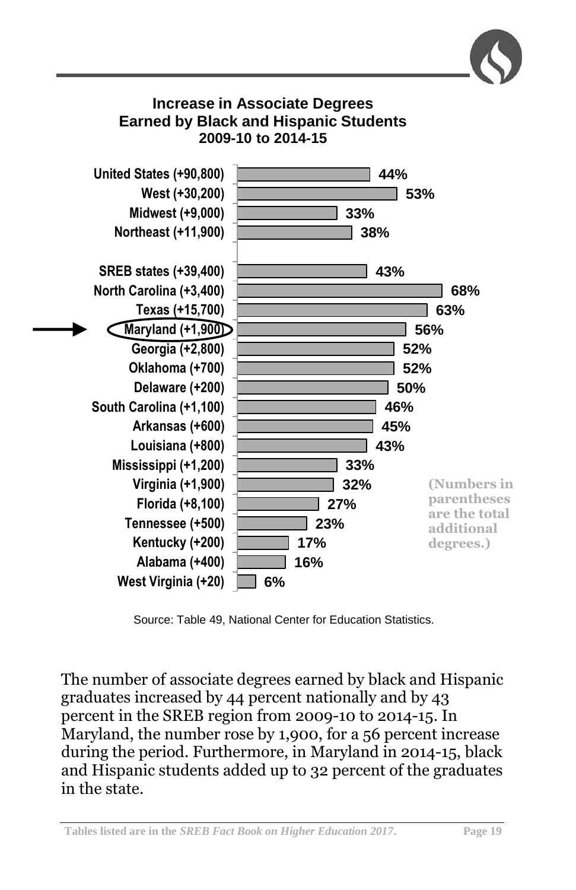## Increase in Associate Degrees Earned by Black and Hispanic Students 2009-10 to 2014-15

| Region/State (total additional degrees) | Increase |
|---|---|
| United States (+90,800) | 44% |
| West (+30,200) | 53% |
| Midwest (+9,000) | 33% |
| Northeast (+11,900) | 38% |
| SREB states (+39,400) | 43% |
| North Carolina (+3,400) | 68% |
| Texas (+15,700) | 63% |
| Maryland (+1,900) | 56% |
| Georgia (+2,800) | 52% |
| Oklahoma (+700) | 52% |
| Delaware (+200) | 50% |
| South Carolina (+1,100) | 46% |
| Arkansas (+600) | 45% |
| Louisiana (+800) | 43% |
| Mississippi (+1,200) | 33% |
| Virginia (+1,900) | 32% |
| Florida (+8,100) | 27% |
| Tennessee (+500) | 23% |
| Kentucky (+200) | 17% |
| Alabama (+400) | 16% |
| West Virginia (+20) | 6% |

(Numbers in parentheses are the total additional degrees.)

Source: Table 49, National Center for Education Statistics.

The number of associate degrees earned by black and Hispanic graduates increased by 44 percent nationally and by 43 percent in the SREB region from 2009-10 to 2014-15. In Maryland, the number rose by 1,900, for a 56 percent increase during the period. Furthermore, in Maryland in 2014-15, black and Hispanic students added up to 32 percent of the graduates in the state.

Tables listed are in the *SREB Fact Book on Higher Education 2017*.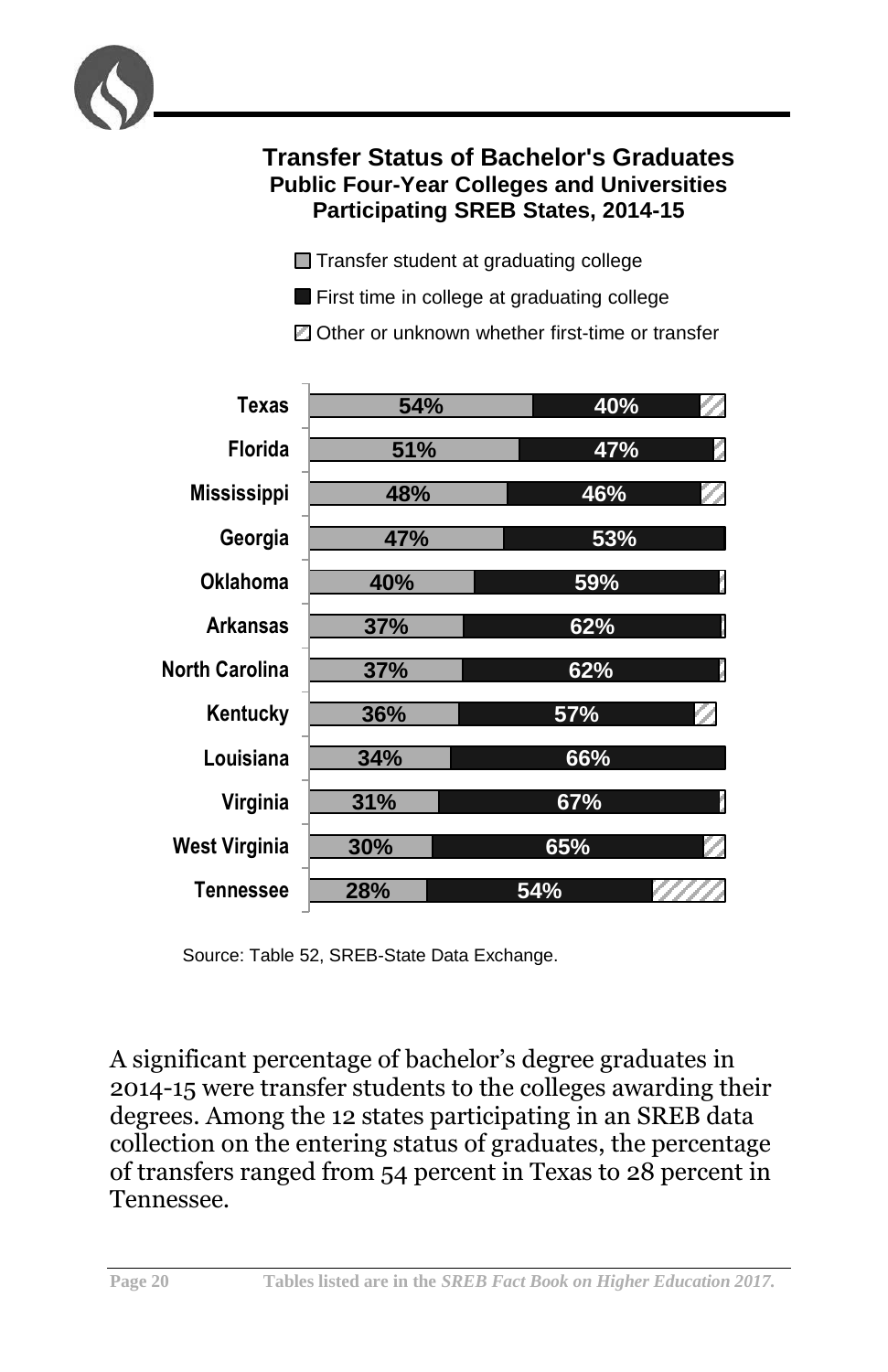## Transfer Status of Bachelor's Graduates
### Public Four-Year Colleges and Universities
### Participating SREB States, 2014-15

| State | Transfer student at graduating college | First time in college at graduating college |
|---|---|---|
| Texas | 54% | 40% |
| Florida | 51% | 47% |
| Mississippi | 48% | 46% |
| Georgia | 47% | 53% |
| Oklahoma | 40% | 59% |
| Arkansas | 37% | 62% |
| North Carolina | 37% | 62% |
| Kentucky | 36% | 57% |
| Louisiana | 34% | 66% |
| Virginia | 31% | 67% |
| West Virginia | 30% | 65% |
| Tennessee | 28% | 54% |

Legend: Transfer student at graduating college; First time in college at graduating college; Other or unknown whether first-time or transfer

Source: Table 52, SREB-State Data Exchange.

A significant percentage of bachelor's degree graduates in 2014-15 were transfer students to the colleges awarding their degrees. Among the 12 states participating in an SREB data collection on the entering status of graduates, the percentage of transfers ranged from 54 percent in Texas to 28 percent in Tennessee.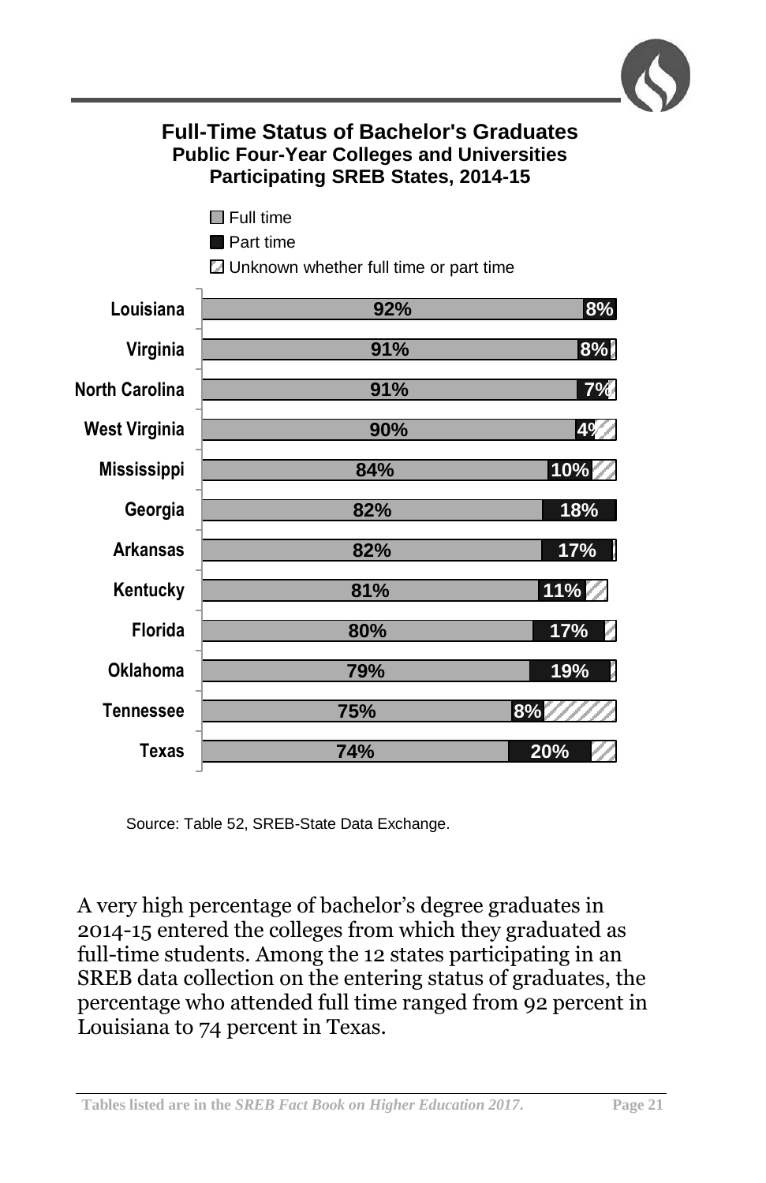## Full-Time Status of Bachelor's Graduates
### Public Four-Year Colleges and Universities
### Participating SREB States, 2014-15

| State | Full time | Part time |
|---|---|---|
| Louisiana | 92% | 8% |
| Virginia | 91% | 8% |
| North Carolina | 91% | 7% |
| West Virginia | 90% | 4% |
| Mississippi | 84% | 10% |
| Georgia | 82% | 18% |
| Arkansas | 82% | 17% |
| Kentucky | 81% | 11% |
| Florida | 80% | 17% |
| Oklahoma | 79% | 19% |
| Tennessee | 75% | 8% |
| Texas | 74% | 20% |

Legend: Full time; Part time; Unknown whether full time or part time

Source: Table 52, SREB-State Data Exchange.

A very high percentage of bachelor's degree graduates in 2014-15 entered the colleges from which they graduated as full-time students. Among the 12 states participating in an SREB data collection on the entering status of graduates, the percentage who attended full time ranged from 92 percent in Louisiana to 74 percent in Texas.

Tables listed are in the *SREB Fact Book on Higher Education 2017*.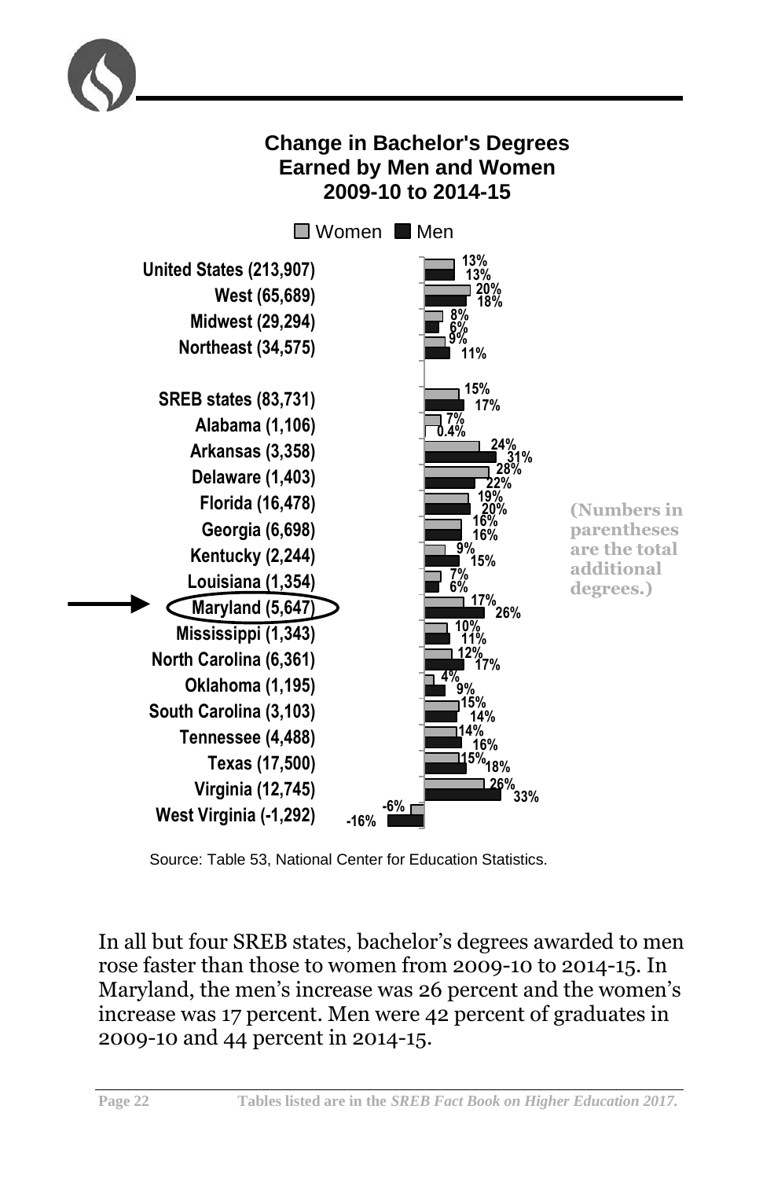## Change in Bachelor's Degrees Earned by Men and Women 2009-10 to 2014-15

| | Women | Men |
|---|---|---|
| United States (213,907) | 13% | 13% |
| West (65,689) | 20% | 18% |
| Midwest (29,294) | 8% | 6% |
| Northeast (34,575) | 9% | 11% |
| SREB states (83,731) | 15% | 17% |
| Alabama (1,106) | 7% | 0.4% |
| Arkansas (3,358) | 24% | 31% |
| Delaware (1,403) | 28% | 22% |
| Florida (16,478) | 19% | 20% |
| Georgia (6,698) | 16% | 16% |
| Kentucky (2,244) | 9% | 15% |
| Louisiana (1,354) | 7% | 6% |
| Maryland (5,647) | 17% | 26% |
| Mississippi (1,343) | 10% | 11% |
| North Carolina (6,361) | 12% | 17% |
| Oklahoma (1,195) | 4% | 9% |
| South Carolina (3,103) | 15% | 14% |
| Tennessee (4,488) | 14% | 16% |
| Texas (17,500) | 15% | 18% |
| Virginia (12,745) | 26% | 33% |
| West Virginia (-1,292) | -6% | -16% |

(Numbers in parentheses are the total additional degrees.)

Source: Table 53, National Center for Education Statistics.

In all but four SREB states, bachelor's degrees awarded to men rose faster than those to women from 2009-10 to 2014-15. In Maryland, the men's increase was 26 percent and the women's increase was 17 percent. Men were 42 percent of graduates in 2009-10 and 44 percent in 2014-15.

Tables listed are in the *SREB Fact Book on Higher Education 2017.*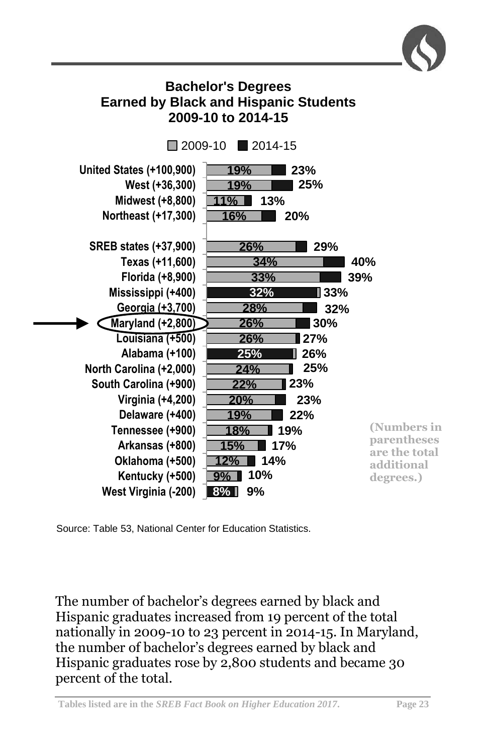## Bachelor's Degrees Earned by Black and Hispanic Students 2009-10 to 2014-15

| | 2009-10 | 2014-15 |
|---|---|---|
| United States (+100,900) | 19% | 23% |
| West (+36,300) | 19% | 25% |
| Midwest (+8,800) | 11% | 13% |
| Northeast (+17,300) | 16% | 20% |
| SREB states (+37,900) | 26% | 29% |
| Texas (+11,600) | 34% | 40% |
| Florida (+8,900) | 33% | 39% |
| Mississippi (+400) | 32% | 33% |
| Georgia (+3,700) | 28% | 32% |
| Maryland (+2,800) | 26% | 30% |
| Louisiana (+500) | 26% | 27% |
| Alabama (+100) | 25% | 26% |
| North Carolina (+2,000) | 24% | 25% |
| South Carolina (+900) | 22% | 23% |
| Virginia (+4,200) | 20% | 23% |
| Delaware (+400) | 19% | 22% |
| Tennessee (+900) | 18% | 19% |
| Arkansas (+800) | 15% | 17% |
| Oklahoma (+500) | 12% | 14% |
| Kentucky (+500) | 9% | 10% |
| West Virginia (-200) | 8% | 9% |

(Numbers in parentheses are the total additional degrees.)

Source: Table 53, National Center for Education Statistics.

The number of bachelor's degrees earned by black and Hispanic graduates increased from 19 percent of the total nationally in 2009-10 to 23 percent in 2014-15. In Maryland, the number of bachelor's degrees earned by black and Hispanic graduates rose by 2,800 students and became 30 percent of the total.

Tables listed are in the *SREB Fact Book on Higher Education 2017*.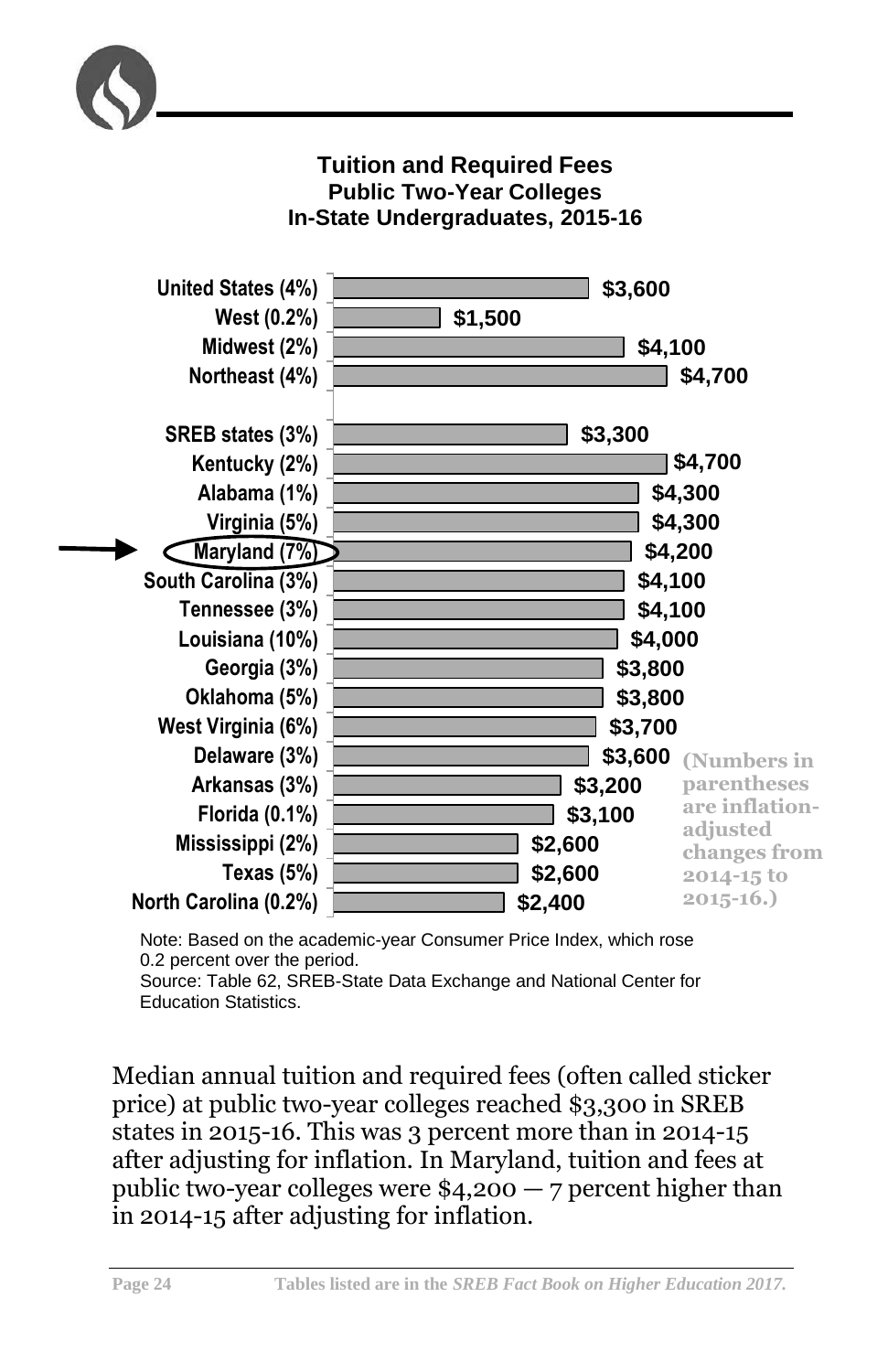### Tuition and Required Fees
### Public Two-Year Colleges
### In-State Undergraduates, 2015-16

| Region/State | Tuition and Required Fees |
|---|---|
| United States (4%) | $3,600 |
| West (0.2%) | $1,500 |
| Midwest (2%) | $4,100 |
| Northeast (4%) | $4,700 |
| SREB states (3%) | $3,300 |
| Kentucky (2%) | $4,700 |
| Alabama (1%) | $4,300 |
| Virginia (5%) | $4,300 |
| Maryland (7%) | $4,200 |
| South Carolina (3%) | $4,100 |
| Tennessee (3%) | $4,100 |
| Louisiana (10%) | $4,000 |
| Georgia (3%) | $3,800 |
| Oklahoma (5%) | $3,800 |
| West Virginia (6%) | $3,700 |
| Delaware (3%) | $3,600 |
| Arkansas (3%) | $3,200 |
| Florida (0.1%) | $3,100 |
| Mississippi (2%) | $2,600 |
| Texas (5%) | $2,600 |
| North Carolina (0.2%) | $2,400 |

(Numbers in parentheses are inflation-adjusted changes from 2014-15 to 2015-16.)

Note: Based on the academic-year Consumer Price Index, which rose 0.2 percent over the period.
Source: Table 62, SREB-State Data Exchange and National Center for Education Statistics.

Median annual tuition and required fees (often called sticker price) at public two-year colleges reached $3,300 in SREB states in 2015-16. This was 3 percent more than in 2014-15 after adjusting for inflation. In Maryland, tuition and fees at public two-year colleges were $4,200 — 7 percent higher than in 2014-15 after adjusting for inflation.

Tables listed are in the *SREB Fact Book on Higher Education 2017.*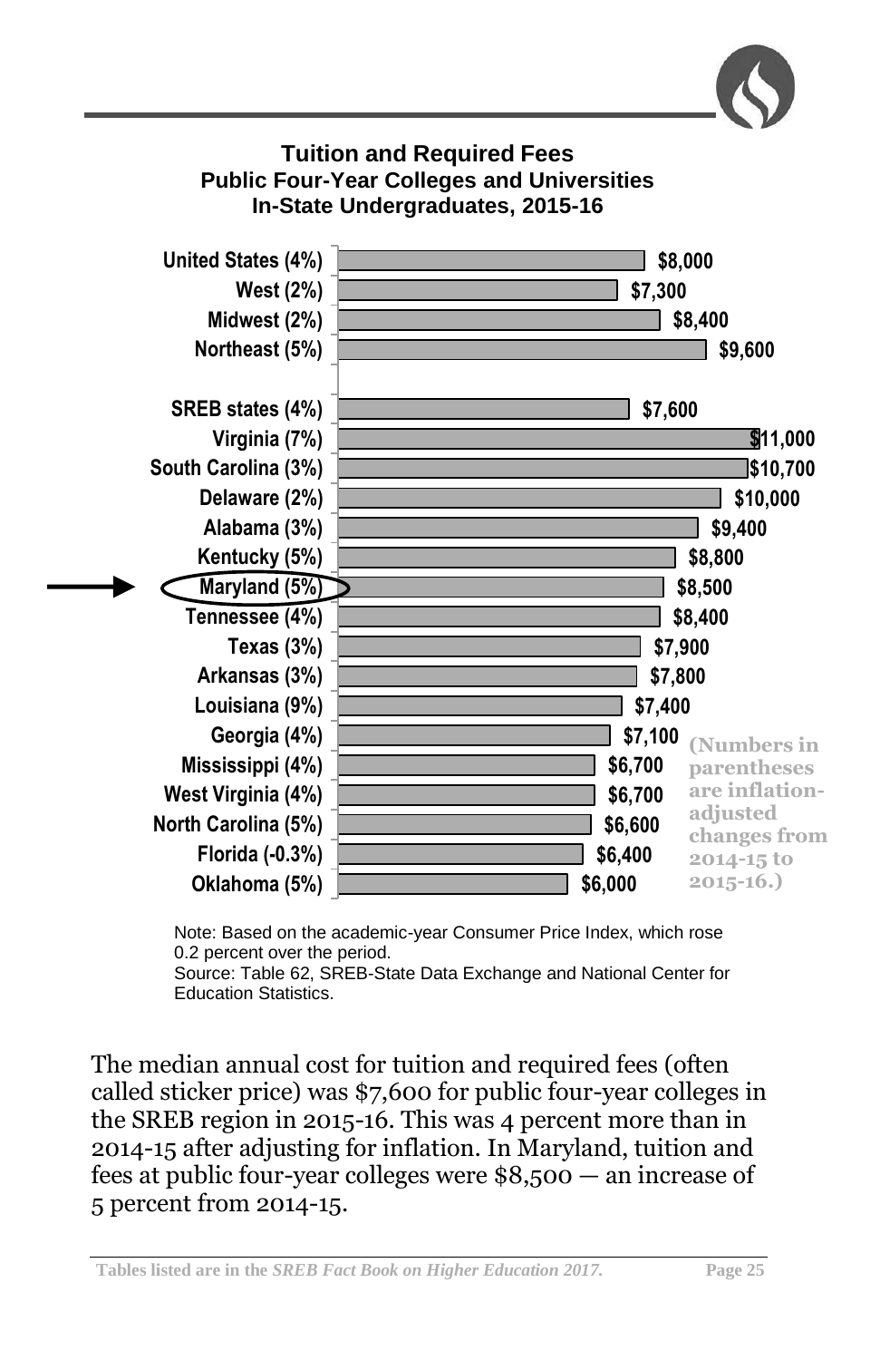## Tuition and Required Fees
### Public Four-Year Colleges and Universities
### In-State Undergraduates, 2015-16

| Region/State | Tuition and Required Fees |
|---|---|
| United States (4%) | $8,000 |
| West (2%) | $7,300 |
| Midwest (2%) | $8,400 |
| Northeast (5%) | $9,600 |
| SREB states (4%) | $7,600 |
| Virginia (7%) | $11,000 |
| South Carolina (3%) | $10,700 |
| Delaware (2%) | $10,000 |
| Alabama (3%) | $9,400 |
| Kentucky (5%) | $8,800 |
| Maryland (5%) | $8,500 |
| Tennessee (4%) | $8,400 |
| Texas (3%) | $7,900 |
| Arkansas (3%) | $7,800 |
| Louisiana (9%) | $7,400 |
| Georgia (4%) | $7,100 |
| Mississippi (4%) | $6,700 |
| West Virginia (4%) | $6,700 |
| North Carolina (5%) | $6,600 |
| Florida (-0.3%) | $6,400 |
| Oklahoma (5%) | $6,000 |

(Numbers in parentheses are inflation-adjusted changes from 2014-15 to 2015-16.)

Note: Based on the academic-year Consumer Price Index, which rose 0.2 percent over the period.
Source: Table 62, SREB-State Data Exchange and National Center for Education Statistics.

The median annual cost for tuition and required fees (often called sticker price) was $7,600 for public four-year colleges in the SREB region in 2015-16. This was 4 percent more than in 2014-15 after adjusting for inflation. In Maryland, tuition and fees at public four-year colleges were $8,500 — an increase of 5 percent from 2014-15.

Tables listed are in the *SREB Fact Book on Higher Education 2017.*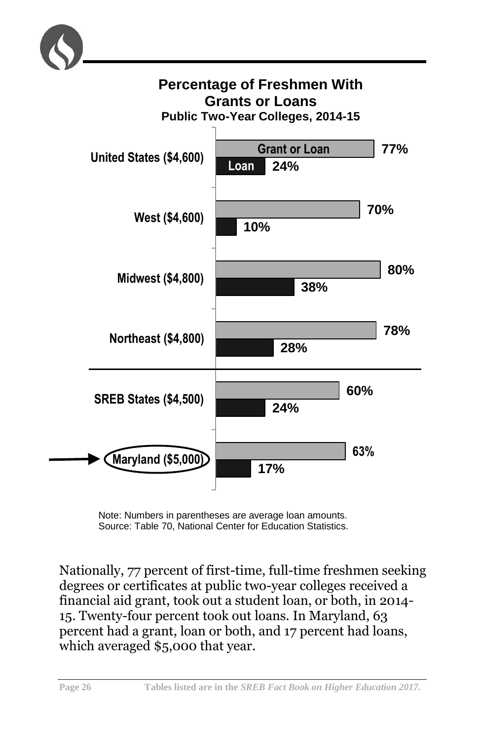## Percentage of Freshmen With Grants or Loans

**Public Two-Year Colleges, 2014-15**

| | Grant or Loan | Loan |
|---|---|---|
| United States ($4,600) | 77% | 24% |
| West ($4,600) | 70% | 10% |
| Midwest ($4,800) | 80% | 38% |
| Northeast ($4,800) | 78% | 28% |
| SREB States ($4,500) | 60% | 24% |
| Maryland ($5,000) | 63% | 17% |

Note: Numbers in parentheses are average loan amounts.
Source: Table 70, National Center for Education Statistics.

Nationally, 77 percent of first-time, full-time freshmen seeking degrees or certificates at public two-year colleges received a financial aid grant, took out a student loan, or both, in 2014-15. Twenty-four percent took out loans. In Maryland, 63 percent had a grant, loan or both, and 17 percent had loans, which averaged $5,000 that year.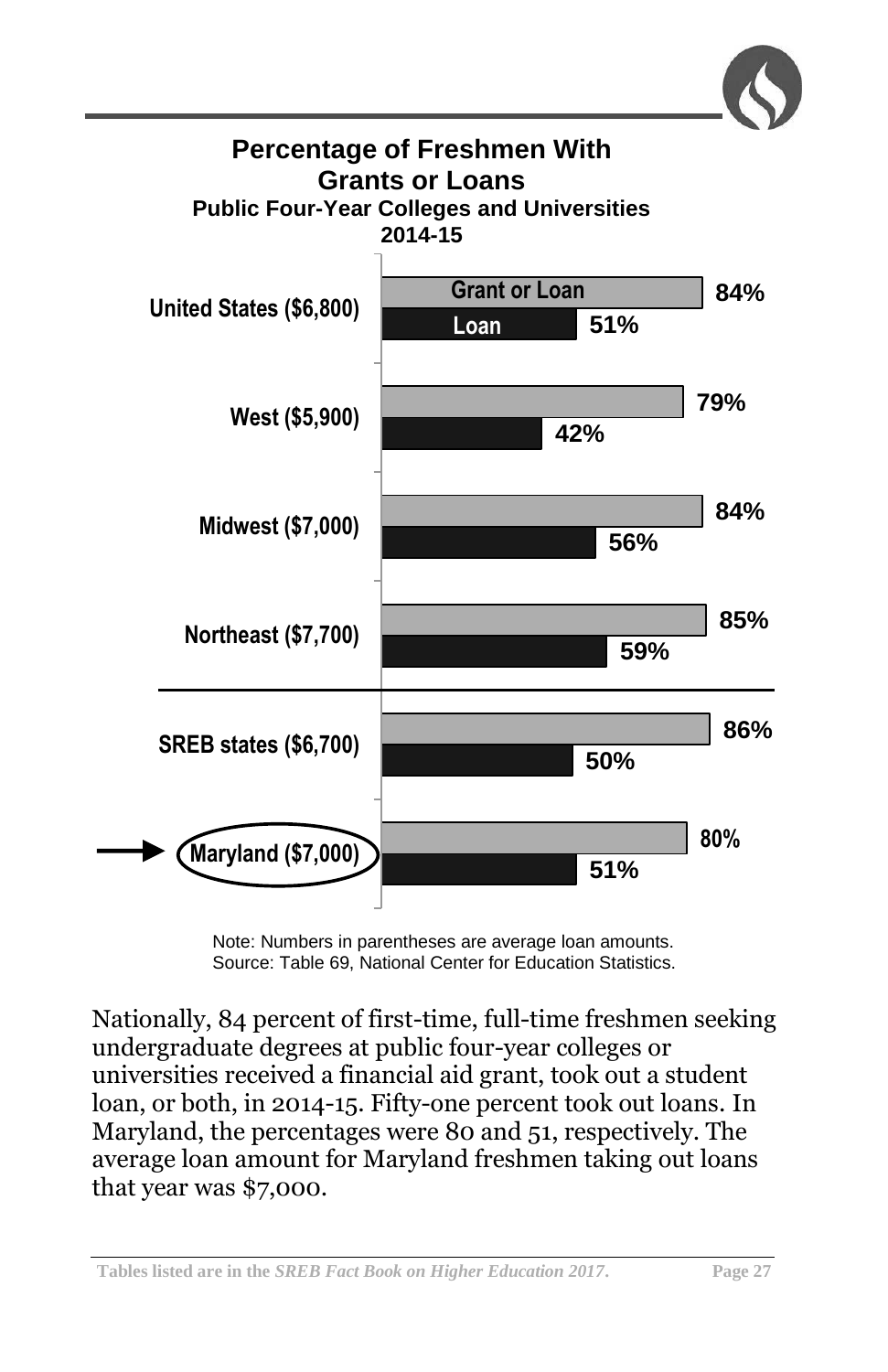## Percentage of Freshmen With Grants or Loans

**Public Four-Year Colleges and Universities**
**2014-15**

| | Grant or Loan | Loan |
|---|---|---|
| United States ($6,800) | 84% | 51% |
| West ($5,900) | 79% | 42% |
| Midwest ($7,000) | 84% | 56% |
| Northeast ($7,700) | 85% | 59% |
| SREB states ($6,700) | 86% | 50% |
| Maryland ($7,000) | 80% | 51% |

Note: Numbers in parentheses are average loan amounts.
Source: Table 69, National Center for Education Statistics.

Nationally, 84 percent of first-time, full-time freshmen seeking undergraduate degrees at public four-year colleges or universities received a financial aid grant, took out a student loan, or both, in 2014-15. Fifty-one percent took out loans. In Maryland, the percentages were 80 and 51, respectively. The average loan amount for Maryland freshmen taking out loans that year was $7,000.

Tables listed are in the *SREB Fact Book on Higher Education 2017*.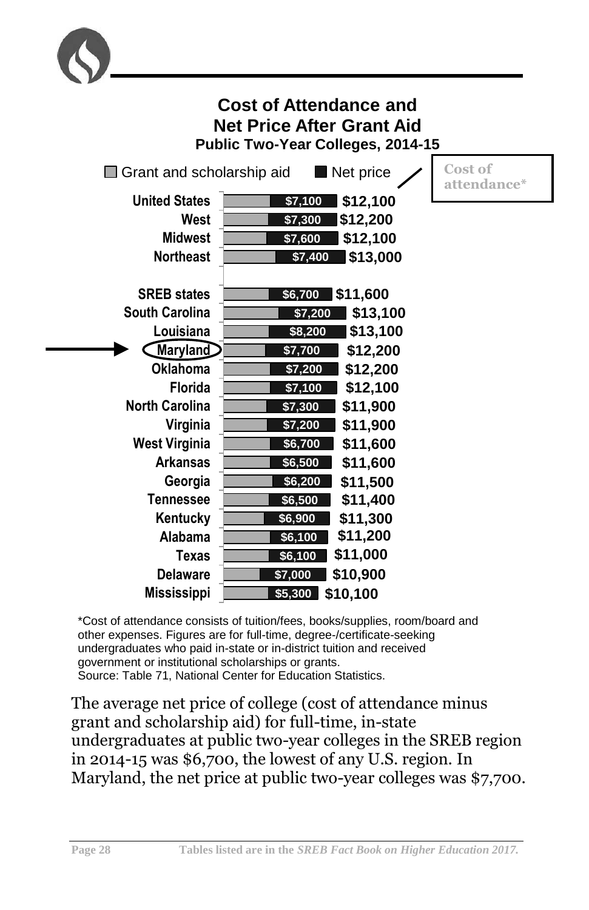## Cost of Attendance and Net Price After Grant Aid

### Public Two-Year Colleges, 2014-15

| | Net price | Cost of attendance* |
|---|---|---|
| United States | $7,100 | $12,100 |
| West | $7,300 | $12,200 |
| Midwest | $7,600 | $12,100 |
| Northeast | $7,400 | $13,000 |
| SREB states | $6,700 | $11,600 |
| South Carolina | $7,200 | $13,100 |
| Louisiana | $8,200 | $13,100 |
| **Maryland** | $7,700 | $12,200 |
| Oklahoma | $7,200 | $12,200 |
| Florida | $7,100 | $12,100 |
| North Carolina | $7,300 | $11,900 |
| Virginia | $7,200 | $11,900 |
| West Virginia | $6,700 | $11,600 |
| Arkansas | $6,500 | $11,600 |
| Georgia | $6,200 | $11,500 |
| Tennessee | $6,500 | $11,400 |
| Kentucky | $6,900 | $11,300 |
| Alabama | $6,100 | $11,200 |
| Texas | $6,100 | $11,000 |
| Delaware | $7,000 | $10,900 |
| Mississippi | $5,300 | $10,100 |

Legend: Grant and scholarship aid; Net price; Cost of attendance*

*Cost of attendance consists of tuition/fees, books/supplies, room/board and other expenses. Figures are for full-time, degree-/certificate-seeking undergraduates who paid in-state or in-district tuition and received government or institutional scholarships or grants.
Source: Table 71, National Center for Education Statistics.

The average net price of college (cost of attendance minus grant and scholarship aid) for full-time, in-state undergraduates at public two-year colleges in the SREB region in 2014-15 was $6,700, the lowest of any U.S. region. In Maryland, the net price at public two-year colleges was $7,700.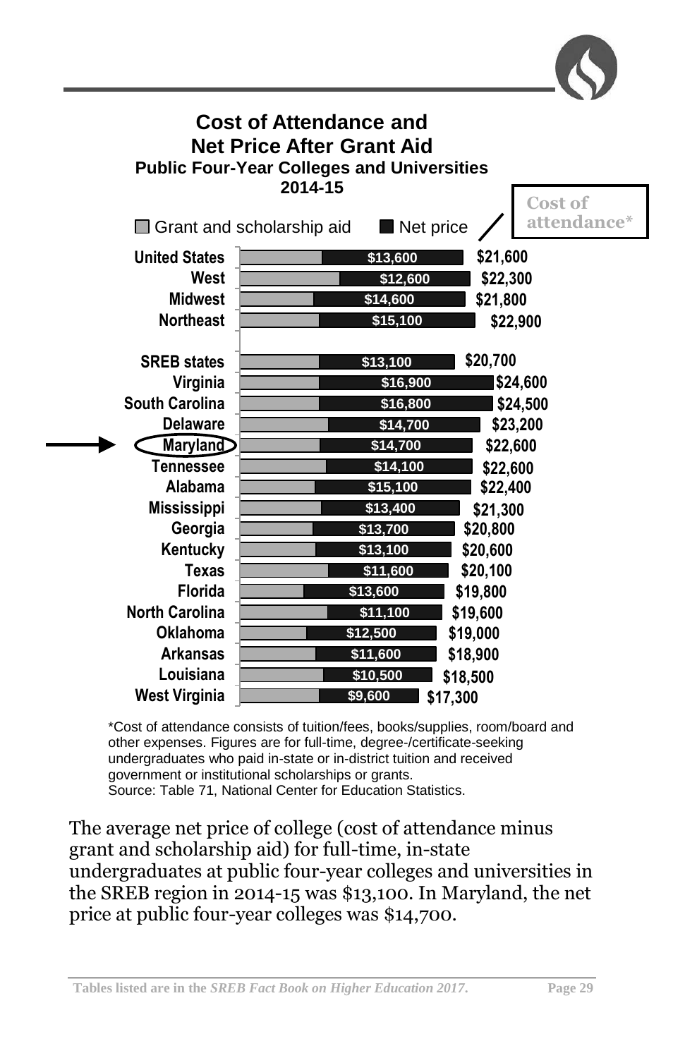## Cost of Attendance and Net Price After Grant Aid

### Public Four-Year Colleges and Universities

### 2014-15

| | Net price | Cost of attendance* |
|---|---|---|
| United States | $13,600 | $21,600 |
| West | $12,600 | $22,300 |
| Midwest | $14,600 | $21,800 |
| Northeast | $15,100 | $22,900 |
| SREB states | $13,100 | $20,700 |
| Virginia | $16,900 | $24,600 |
| South Carolina | $16,800 | $24,500 |
| Delaware | $14,700 | $23,200 |
| **Maryland** | $14,700 | $22,600 |
| Tennessee | $14,100 | $22,600 |
| Alabama | $15,100 | $22,400 |
| Mississippi | $13,400 | $21,300 |
| Georgia | $13,700 | $20,800 |
| Kentucky | $13,100 | $20,600 |
| Texas | $11,600 | $20,100 |
| Florida | $13,600 | $19,800 |
| North Carolina | $11,100 | $19,600 |
| Oklahoma | $12,500 | $19,000 |
| Arkansas | $11,600 | $18,900 |
| Louisiana | $10,500 | $18,500 |
| West Virginia | $9,600 | $17,300 |

*Cost of attendance consists of tuition/fees, books/supplies, room/board and other expenses. Figures are for full-time, degree-/certificate-seeking undergraduates who paid in-state or in-district tuition and received government or institutional scholarships or grants.
Source: Table 71, National Center for Education Statistics.

The average net price of college (cost of attendance minus grant and scholarship aid) for full-time, in-state undergraduates at public four-year colleges and universities in the SREB region in 2014-15 was $13,100. In Maryland, the net price at public four-year colleges was $14,700.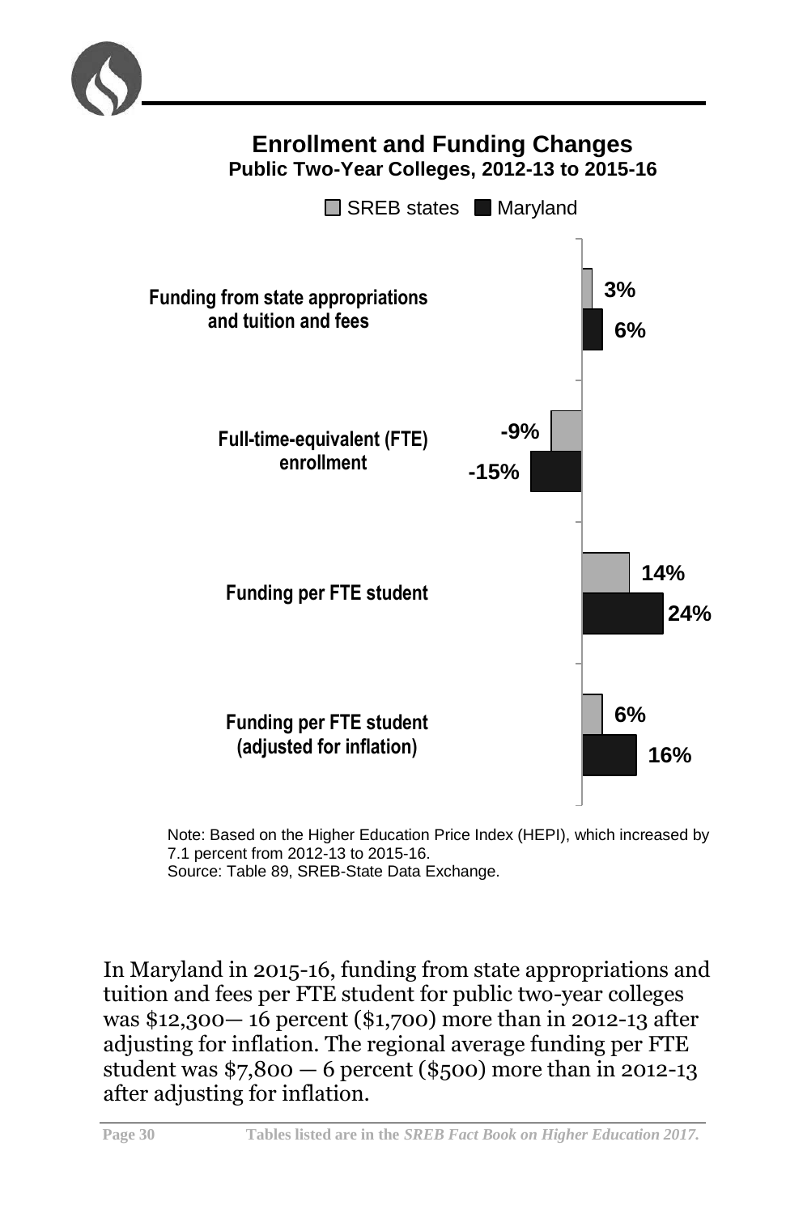## Enrollment and Funding Changes

### Public Two-Year Colleges, 2012-13 to 2015-16

| | SREB states | Maryland |
|---|---|---|
| Funding from state appropriations and tuition and fees | 3% | 6% |
| Full-time-equivalent (FTE) enrollment | -9% | -15% |
| Funding per FTE student | 14% | 24% |
| Funding per FTE student (adjusted for inflation) | 6% | 16% |

Note: Based on the Higher Education Price Index (HEPI), which increased by 7.1 percent from 2012-13 to 2015-16.
Source: Table 89, SREB-State Data Exchange.

In Maryland in 2015-16, funding from state appropriations and tuition and fees per FTE student for public two-year colleges was $12,300— 16 percent ($1,700) more than in 2012-13 after adjusting for inflation. The regional average funding per FTE student was $7,800 — 6 percent ($500) more than in 2012-13 after adjusting for inflation.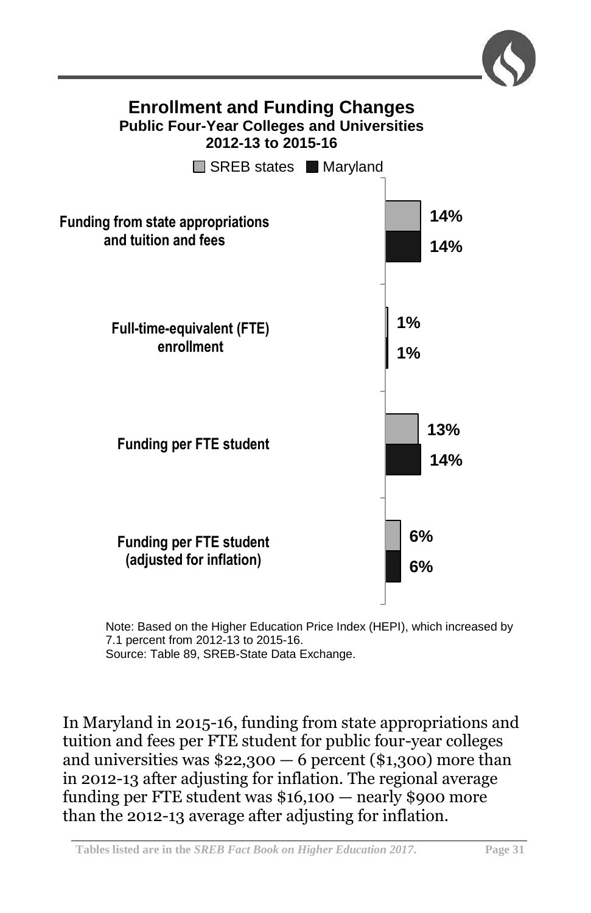## Enrollment and Funding Changes

**Public Four-Year Colleges and Universities**
**2012-13 to 2015-16**

| | SREB states | Maryland |
|---|---|---|
| Funding from state appropriations and tuition and fees | 14% | 14% |
| Full-time-equivalent (FTE) enrollment | 1% | 1% |
| Funding per FTE student | 13% | 14% |
| Funding per FTE student (adjusted for inflation) | 6% | 6% |

Note: Based on the Higher Education Price Index (HEPI), which increased by 7.1 percent from 2012-13 to 2015-16.
Source: Table 89, SREB-State Data Exchange.

In Maryland in 2015-16, funding from state appropriations and tuition and fees per FTE student for public four-year colleges and universities was $22,300 — 6 percent ($1,300) more than in 2012-13 after adjusting for inflation. The regional average funding per FTE student was $16,100 — nearly $900 more than the 2012-13 average after adjusting for inflation.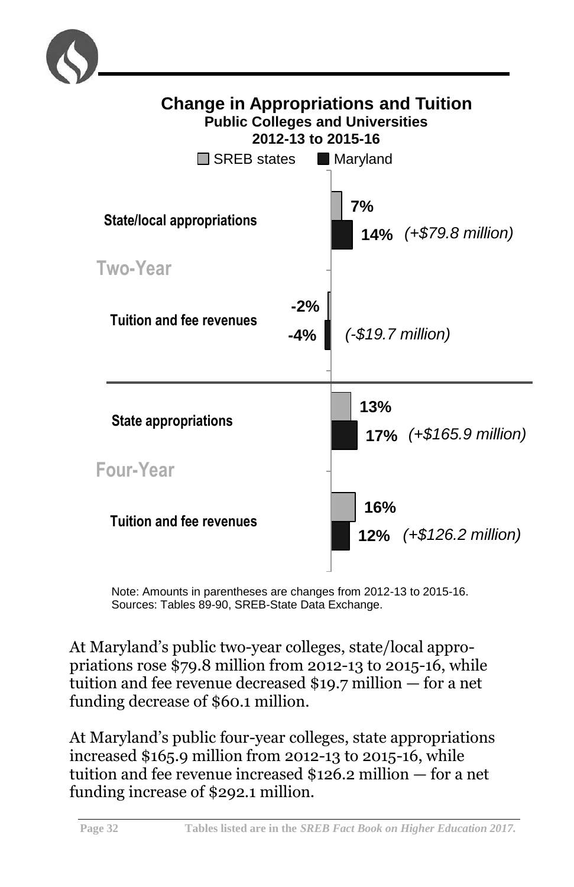## Change in Appropriations and Tuition

### Public Colleges and Universities

### 2012-13 to 2015-16

| | | SREB states | Maryland |
|---|---|---|---|
| Two-Year | State/local appropriations | 7% | 14% (+$79.8 million) |
| Two-Year | Tuition and fee revenues | -2% | -4% (-$19.7 million) |
| Four-Year | State appropriations | 13% | 17% (+$165.9 million) |
| Four-Year | Tuition and fee revenues | 16% | 12% (+$126.2 million) |

Note: Amounts in parentheses are changes from 2012-13 to 2015-16.
Sources: Tables 89-90, SREB-State Data Exchange.

At Maryland's public two-year colleges, state/local appropriations rose $79.8 million from 2012-13 to 2015-16, while tuition and fee revenue decreased $19.7 million — for a net funding decrease of $60.1 million.

At Maryland's public four-year colleges, state appropriations increased $165.9 million from 2012-13 to 2015-16, while tuition and fee revenue increased $126.2 million — for a net funding increase of $292.1 million.

Tables listed are in the *SREB Fact Book on Higher Education 2017.*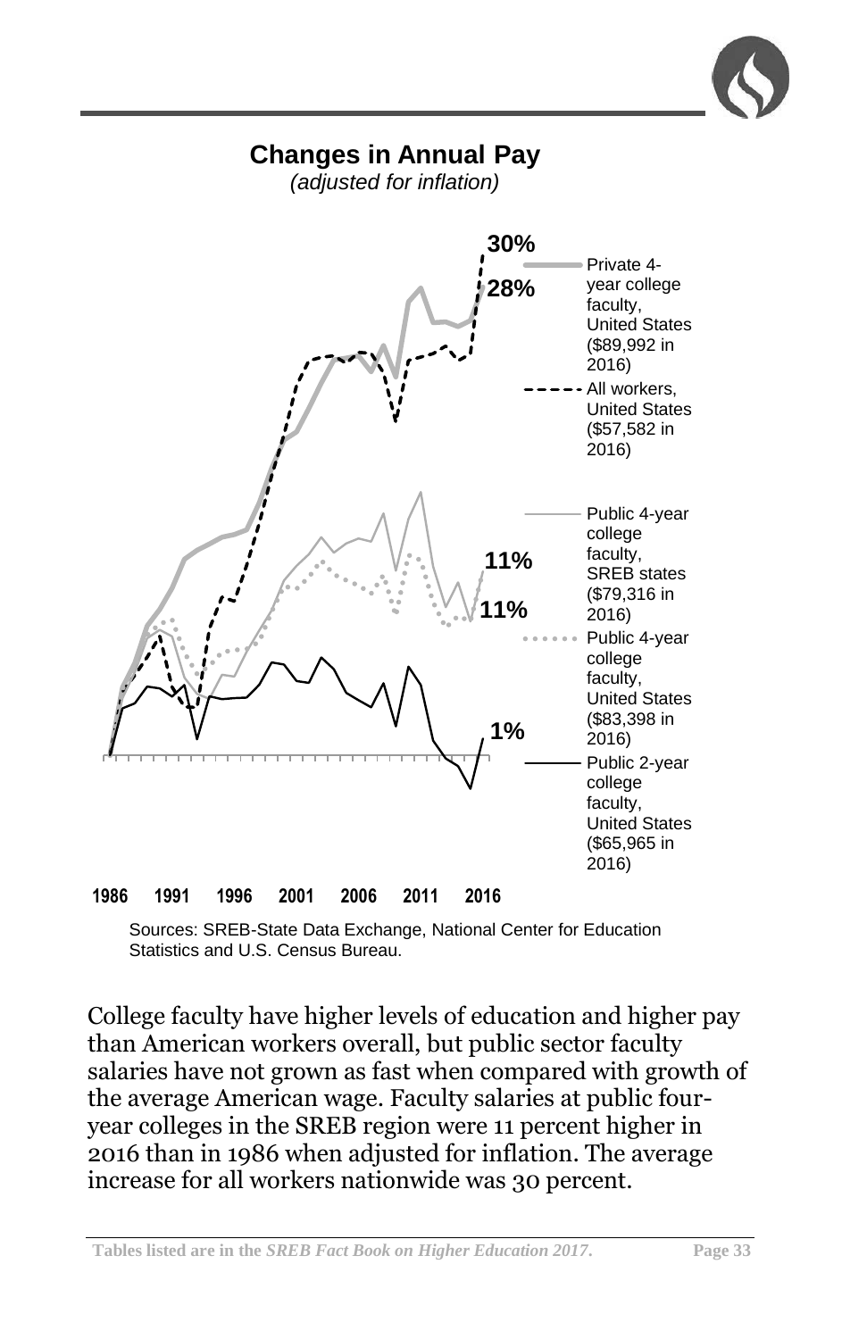## Changes in Annual Pay

*(adjusted for inflation)*

30%

28%

11%

11%

1%

Private 4-year college faculty, United States ($89,992 in 2016)

All workers, United States ($57,582 in 2016)

Public 4-year college faculty, SREB states ($79,316 in 2016)

Public 4-year college faculty, United States ($83,398 in 2016)

Public 2-year college faculty, United States ($65,965 in 2016)

1986 1991 1996 2001 2006 2011 2016

Sources: SREB-State Data Exchange, National Center for Education Statistics and U.S. Census Bureau.

College faculty have higher levels of education and higher pay than American workers overall, but public sector faculty salaries have not grown as fast when compared with growth of the average American wage. Faculty salaries at public four-year colleges in the SREB region were 11 percent higher in 2016 than in 1986 when adjusted for inflation. The average increase for all workers nationwide was 30 percent.

**Tables listed are in the *SREB Fact Book on Higher Education 2017*.**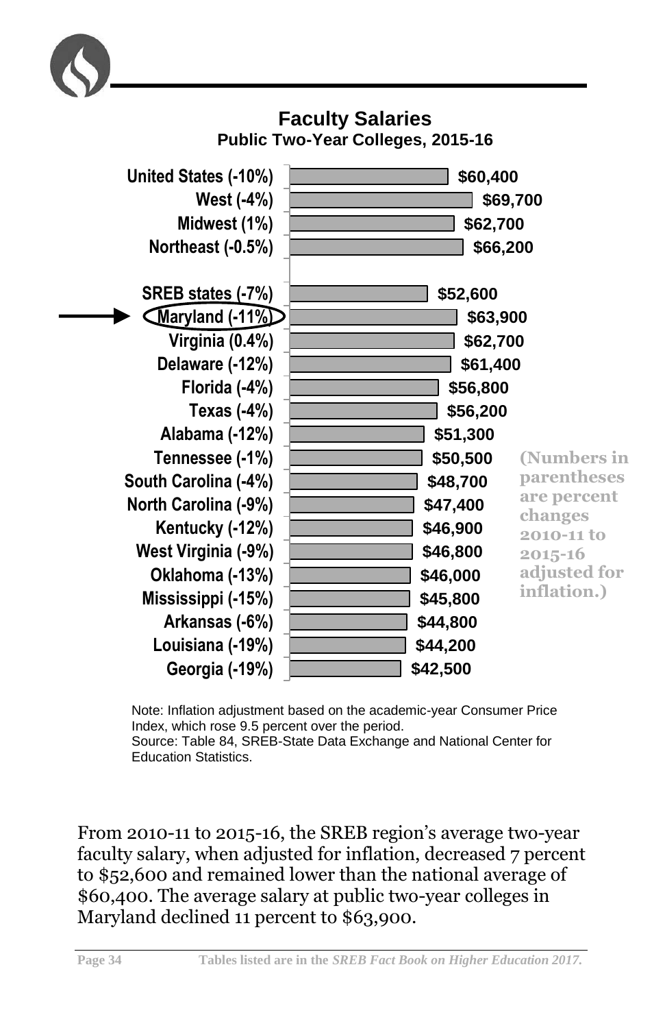## Faculty Salaries

### Public Two-Year Colleges, 2015-16

| Region/State | Salary |
| --- | --- |
| United States (-10%) | $60,400 |
| West (-4%) | $69,700 |
| Midwest (1%) | $62,700 |
| Northeast (-0.5%) | $66,200 |
| SREB states (-7%) | $52,600 |
| Maryland (-11%) | $63,900 |
| Virginia (0.4%) | $62,700 |
| Delaware (-12%) | $61,400 |
| Florida (-4%) | $56,800 |
| Texas (-4%) | $56,200 |
| Alabama (-12%) | $51,300 |
| Tennessee (-1%) | $50,500 |
| South Carolina (-4%) | $48,700 |
| North Carolina (-9%) | $47,400 |
| Kentucky (-12%) | $46,900 |
| West Virginia (-9%) | $46,800 |
| Oklahoma (-13%) | $46,000 |
| Mississippi (-15%) | $45,800 |
| Arkansas (-6%) | $44,800 |
| Louisiana (-19%) | $44,200 |
| Georgia (-19%) | $42,500 |

(Numbers in parentheses are percent changes 2010-11 to 2015-16 adjusted for inflation.)

Note: Inflation adjustment based on the academic-year Consumer Price Index, which rose 9.5 percent over the period.
Source: Table 84, SREB-State Data Exchange and National Center for Education Statistics.

From 2010-11 to 2015-16, the SREB region's average two-year faculty salary, when adjusted for inflation, decreased 7 percent to $52,600 and remained lower than the national average of $60,400. The average salary at public two-year colleges in Maryland declined 11 percent to $63,900.

Tables listed are in the *SREB Fact Book on Higher Education 2017.*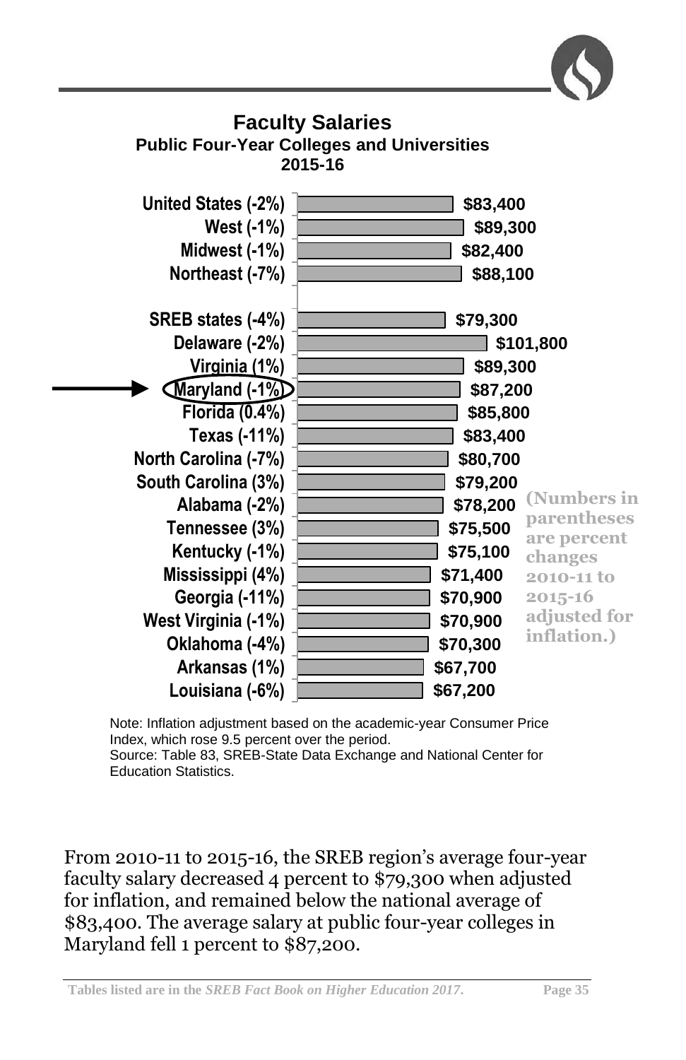## Faculty Salaries

### Public Four-Year Colleges and Universities

### 2015-16

| Region/State | Salary |
| --- | --- |
| United States (-2%) | $83,400 |
| West (-1%) | $89,300 |
| Midwest (-1%) | $82,400 |
| Northeast (-7%) | $88,100 |
| SREB states (-4%) | $79,300 |
| Delaware (-2%) | $101,800 |
| Virginia (1%) | $89,300 |
| Maryland (-1%) | $87,200 |
| Florida (0.4%) | $85,800 |
| Texas (-11%) | $83,400 |
| North Carolina (-7%) | $80,700 |
| South Carolina (3%) | $79,200 |
| Alabama (-2%) | $78,200 |
| Tennessee (3%) | $75,500 |
| Kentucky (-1%) | $75,100 |
| Mississippi (4%) | $71,400 |
| Georgia (-11%) | $70,900 |
| West Virginia (-1%) | $70,900 |
| Oklahoma (-4%) | $70,300 |
| Arkansas (1%) | $67,700 |
| Louisiana (-6%) | $67,200 |

(Numbers in parentheses are percent changes 2010-11 to 2015-16 adjusted for inflation.)

Note: Inflation adjustment based on the academic-year Consumer Price Index, which rose 9.5 percent over the period.
Source: Table 83, SREB-State Data Exchange and National Center for Education Statistics.

From 2010-11 to 2015-16, the SREB region's average four-year faculty salary decreased 4 percent to $79,300 when adjusted for inflation, and remained below the national average of $83,400. The average salary at public four-year colleges in Maryland fell 1 percent to $87,200.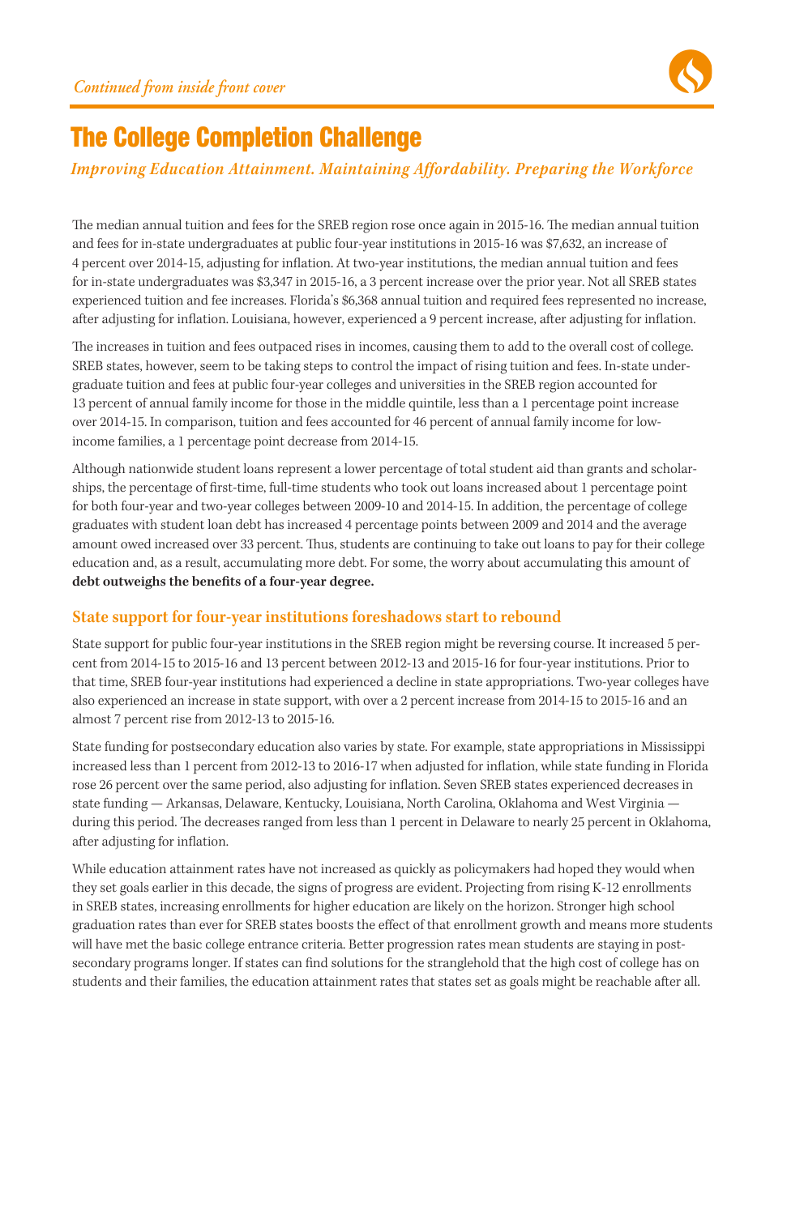*Continued from inside front cover*

# The College Completion Challenge

*Improving Education Attainment. Maintaining Affordability. Preparing the Workforce*

The median annual tuition and fees for the SREB region rose once again in 2015-16. The median annual tuition and fees for in-state undergraduates at public four-year institutions in 2015-16 was $7,632, an increase of 4 percent over 2014-15, adjusting for inflation. At two-year institutions, the median annual tuition and fees for in-state undergraduates was $3,347 in 2015-16, a 3 percent increase over the prior year. Not all SREB states experienced tuition and fee increases. Florida's $6,368 annual tuition and required fees represented no increase, after adjusting for inflation. Louisiana, however, experienced a 9 percent increase, after adjusting for inflation.

The increases in tuition and fees outpaced rises in incomes, causing them to add to the overall cost of college. SREB states, however, seem to be taking steps to control the impact of rising tuition and fees. In-state undergraduate tuition and fees at public four-year colleges and universities in the SREB region accounted for 13 percent of annual family income for those in the middle quintile, less than a 1 percentage point increase over 2014-15. In comparison, tuition and fees accounted for 46 percent of annual family income for low-income families, a 1 percentage point decrease from 2014-15.

Although nationwide student loans represent a lower percentage of total student aid than grants and scholarships, the percentage of first-time, full-time students who took out loans increased about 1 percentage point for both four-year and two-year colleges between 2009-10 and 2014-15. In addition, the percentage of college graduates with student loan debt has increased 4 percentage points between 2009 and 2014 and the average amount owed increased over 33 percent. Thus, students are continuing to take out loans to pay for their college education and, as a result, accumulating more debt. For some, the worry about accumulating this amount of **debt outweighs the benefits of a four-year degree.**

## State support for four-year institutions foreshadows start to rebound

State support for public four-year institutions in the SREB region might be reversing course. It increased 5 percent from 2014-15 to 2015-16 and 13 percent between 2012-13 and 2015-16 for four-year institutions. Prior to that time, SREB four-year institutions had experienced a decline in state appropriations. Two-year colleges have also experienced an increase in state support, with over a 2 percent increase from 2014-15 to 2015-16 and an almost 7 percent rise from 2012-13 to 2015-16.

State funding for postsecondary education also varies by state. For example, state appropriations in Mississippi increased less than 1 percent from 2012-13 to 2016-17 when adjusted for inflation, while state funding in Florida rose 26 percent over the same period, also adjusting for inflation. Seven SREB states experienced decreases in state funding — Arkansas, Delaware, Kentucky, Louisiana, North Carolina, Oklahoma and West Virginia — during this period. The decreases ranged from less than 1 percent in Delaware to nearly 25 percent in Oklahoma, after adjusting for inflation.

While education attainment rates have not increased as quickly as policymakers had hoped they would when they set goals earlier in this decade, the signs of progress are evident. Projecting from rising K-12 enrollments in SREB states, increasing enrollments for higher education are likely on the horizon. Stronger high school graduation rates than ever for SREB states boosts the effect of that enrollment growth and means more students will have met the basic college entrance criteria. Better progression rates mean students are staying in postsecondary programs longer. If states can find solutions for the stranglehold that the high cost of college has on students and their families, the education attainment rates that states set as goals might be reachable after all.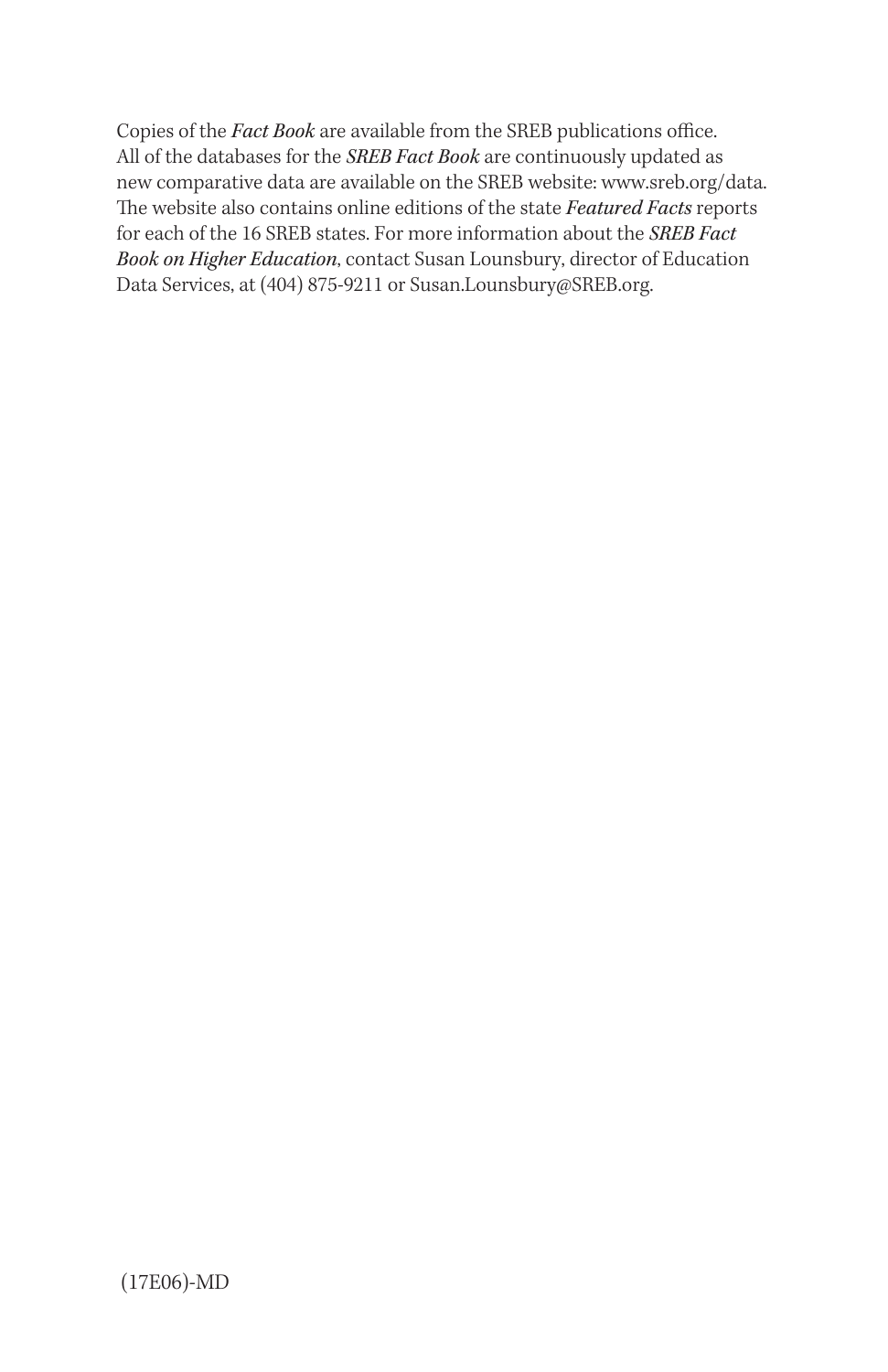Copies of the ***Fact Book*** are available from the SREB publications office. All of the databases for the ***SREB Fact Book*** are continuously updated as new comparative data are available on the SREB website: www.sreb.org/data. The website also contains online editions of the state ***Featured Facts*** reports for each of the 16 SREB states. For more information about the ***SREB Fact Book on Higher Education***, contact Susan Lounsbury, director of Education Data Services, at (404) 875-9211 or Susan.Lounsbury@SREB.org.

(17E06)-MD